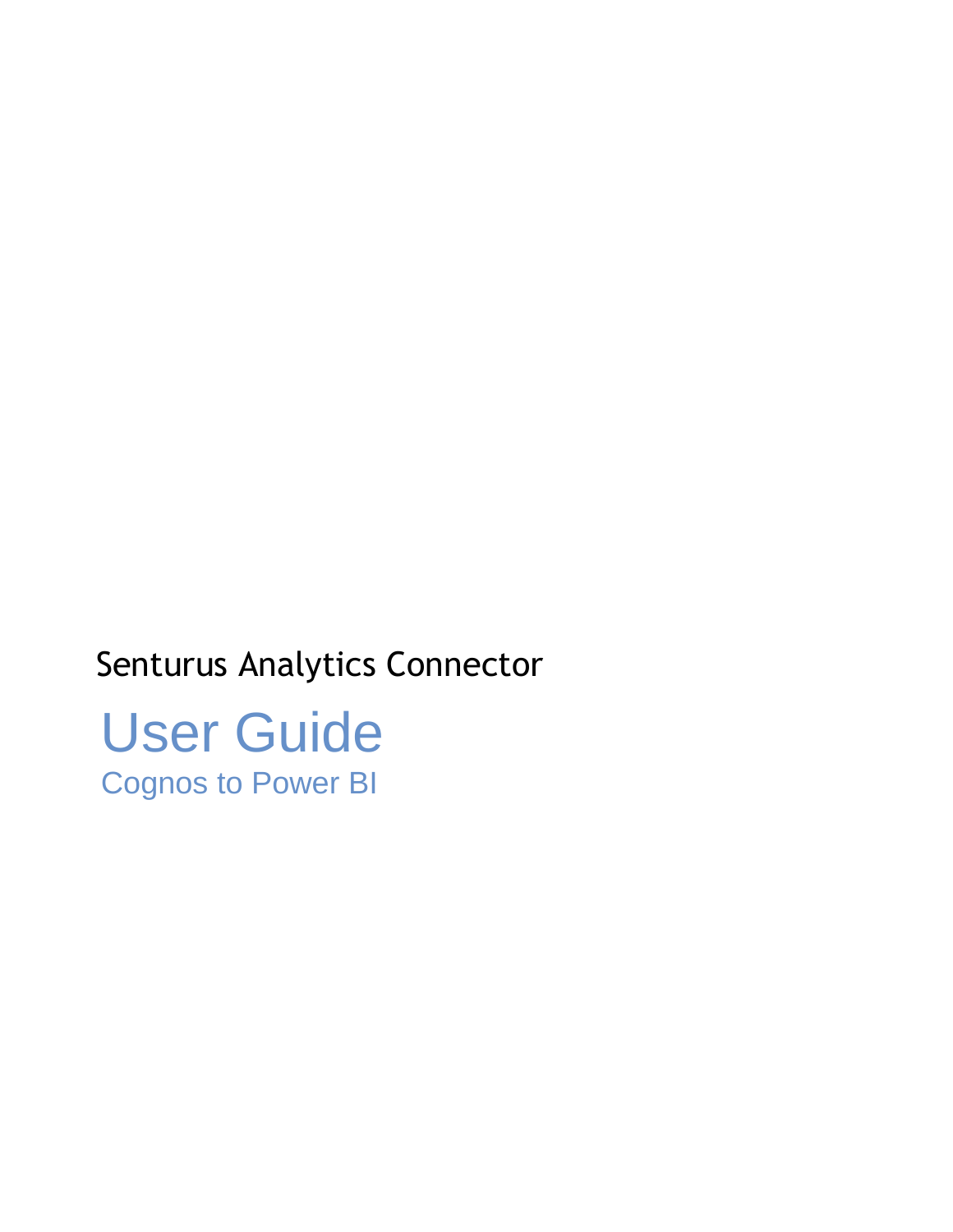Senturus Analytics Connector

# User Guide

## Cognos to Power BI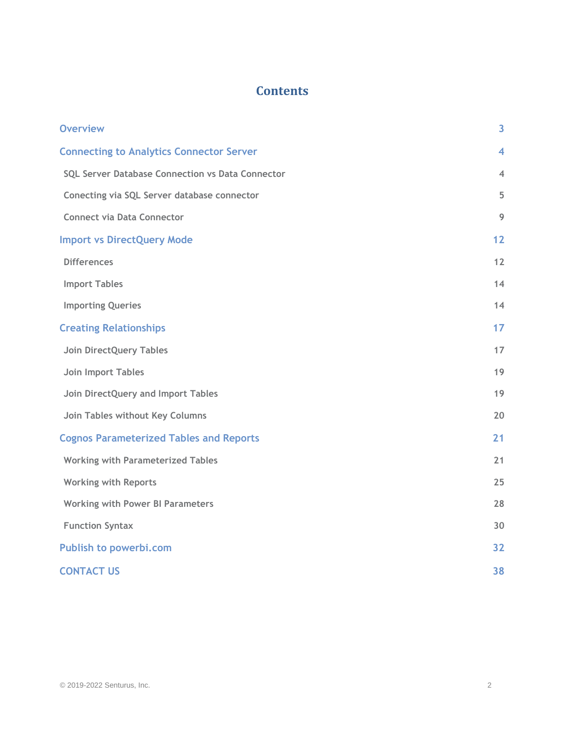# Contents

| | |
|---|---|
| **Overview** | **3** |
| **Connecting to Analytics Connector Server** | **4** |
| SQL Server Database Connection vs Data Connector | 4 |
| Conecting via SQL Server database connector | 5 |
| Connect via Data Connector | 9 |
| **Import vs DirectQuery Mode** | **12** |
| Differences | 12 |
| Import Tables | 14 |
| Importing Queries | 14 |
| **Creating Relationships** | **17** |
| Join DirectQuery Tables | 17 |
| Join Import Tables | 19 |
| Join DirectQuery and Import Tables | 19 |
| Join Tables without Key Columns | 20 |
| **Cognos Parameterized Tables and Reports** | **21** |
| Working with Parameterized Tables | 21 |
| Working with Reports | 25 |
| Working with Power BI Parameters | 28 |
| Function Syntax | 30 |
| **Publish to powerbi.com** | **32** |
| **CONTACT US** | **38** |

© 2019-2022 Senturus, Inc.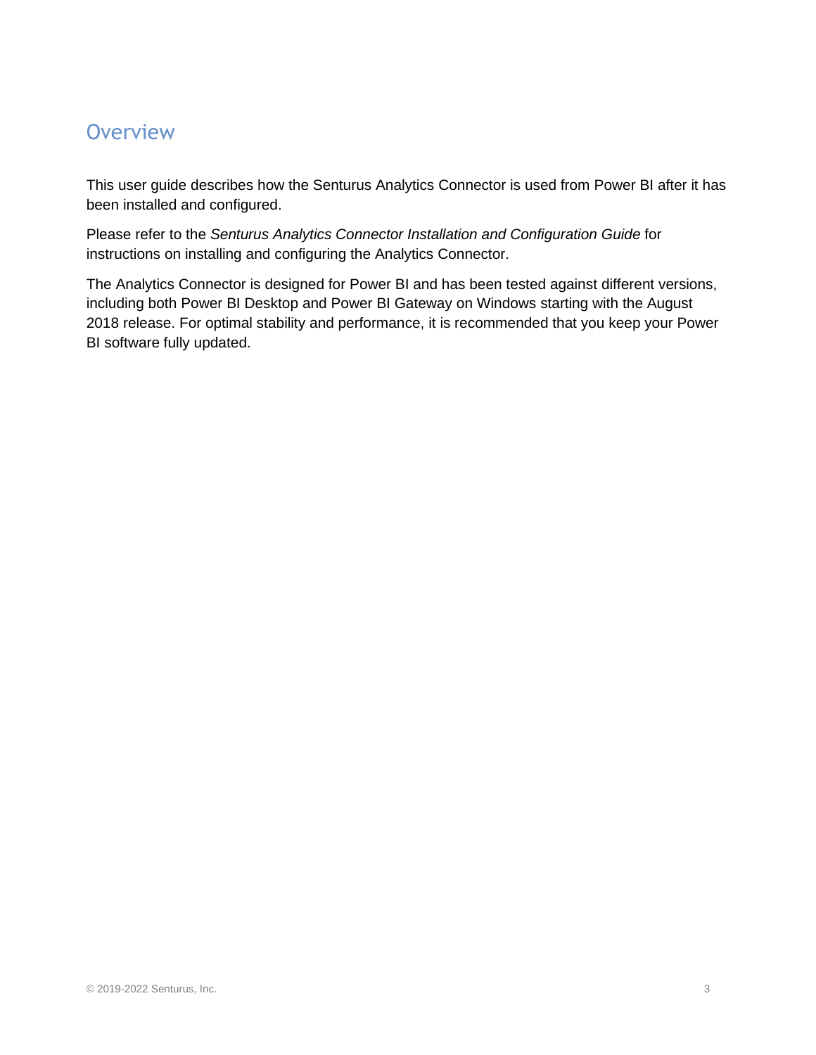# Overview

This user guide describes how the Senturus Analytics Connector is used from Power BI after it has been installed and configured.

Please refer to the *Senturus Analytics Connector Installation and Configuration Guide* for instructions on installing and configuring the Analytics Connector.

The Analytics Connector is designed for Power BI and has been tested against different versions, including both Power BI Desktop and Power BI Gateway on Windows starting with the August 2018 release. For optimal stability and performance, it is recommended that you keep your Power BI software fully updated.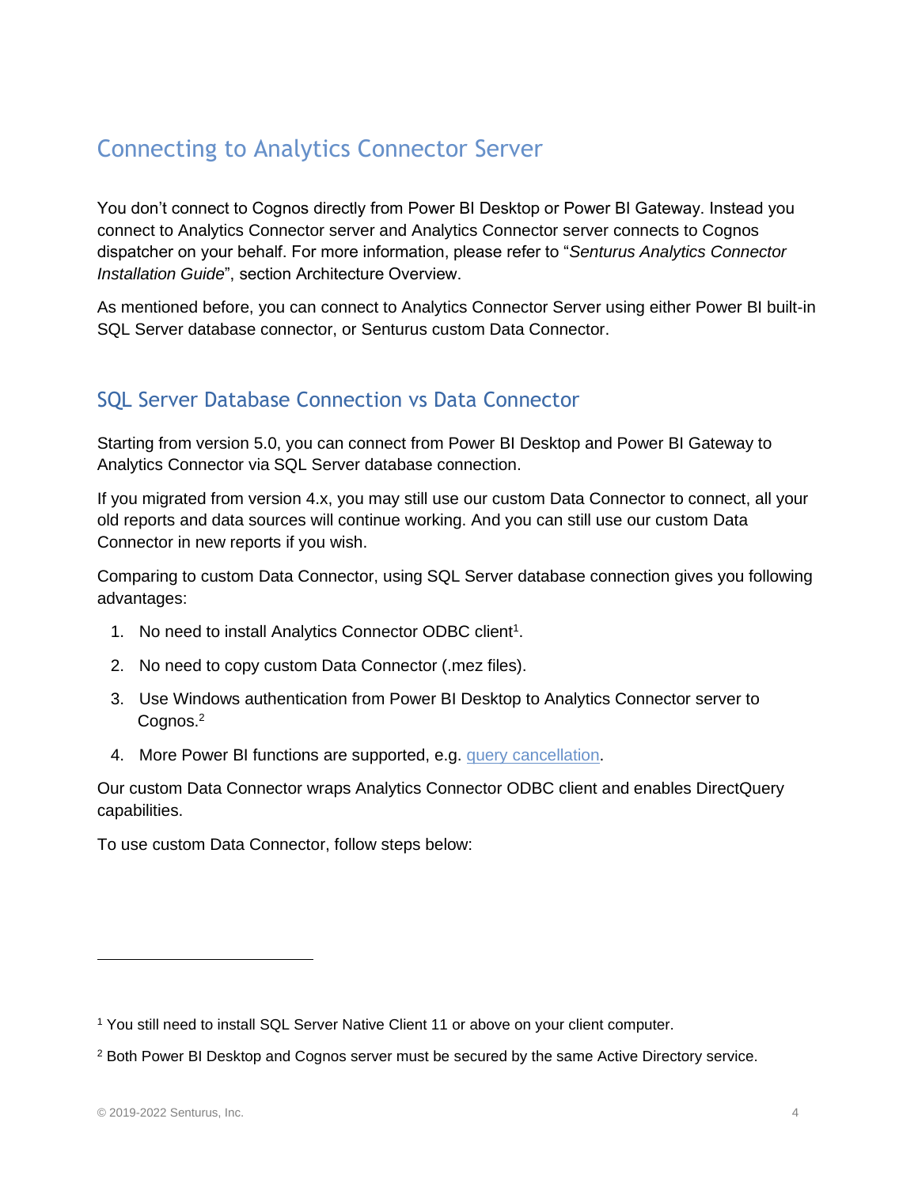# Connecting to Analytics Connector Server

You don't connect to Cognos directly from Power BI Desktop or Power BI Gateway. Instead you connect to Analytics Connector server and Analytics Connector server connects to Cognos dispatcher on your behalf. For more information, please refer to "*Senturus Analytics Connector Installation Guide*", section Architecture Overview.

As mentioned before, you can connect to Analytics Connector Server using either Power BI built-in SQL Server database connector, or Senturus custom Data Connector.

## SQL Server Database Connection vs Data Connector

Starting from version 5.0, you can connect from Power BI Desktop and Power BI Gateway to Analytics Connector via SQL Server database connection.

If you migrated from version 4.x, you may still use our custom Data Connector to connect, all your old reports and data sources will continue working. And you can still use our custom Data Connector in new reports if you wish.

Comparing to custom Data Connector, using SQL Server database connection gives you following advantages:

1. No need to install Analytics Connector ODBC client[1].
2. No need to copy custom Data Connector (.mez files).
3. Use Windows authentication from Power BI Desktop to Analytics Connector server to Cognos.[2]
4. More Power BI functions are supported, e.g. query cancellation.

Our custom Data Connector wraps Analytics Connector ODBC client and enables DirectQuery capabilities.

To use custom Data Connector, follow steps below:

---

[1] You still need to install SQL Server Native Client 11 or above on your client computer.

[2] Both Power BI Desktop and Cognos server must be secured by the same Active Directory service.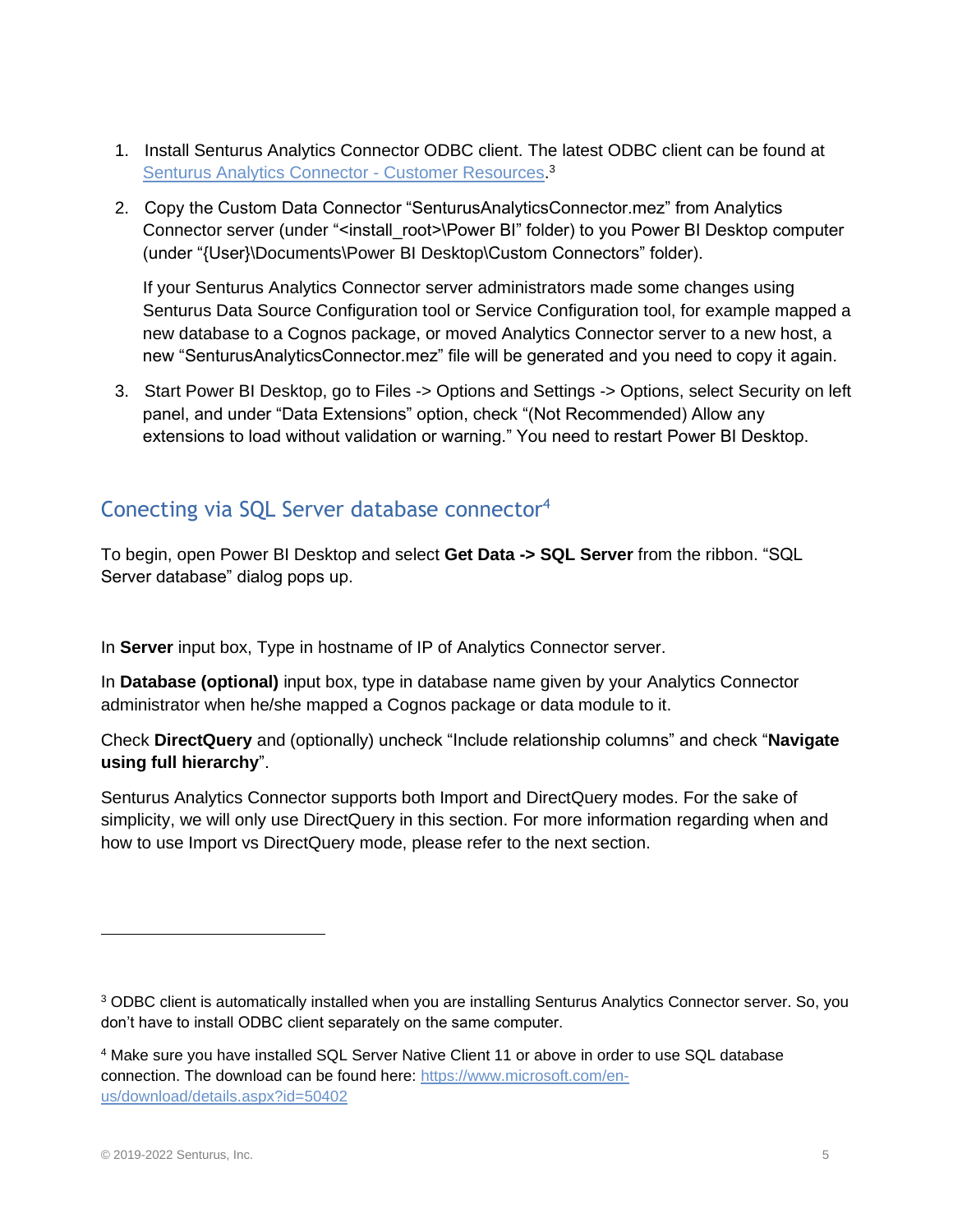1. Install Senturus Analytics Connector ODBC client. The latest ODBC client can be found at [Senturus Analytics Connector - Customer Resources](#).[3]

2. Copy the Custom Data Connector "SenturusAnalyticsConnector.mez" from Analytics Connector server (under "<install_root>\Power BI" folder) to you Power BI Desktop computer (under "{User}\Documents\Power BI Desktop\Custom Connectors" folder).

   If your Senturus Analytics Connector server administrators made some changes using Senturus Data Source Configuration tool or Service Configuration tool, for example mapped a new database to a Cognos package, or moved Analytics Connector server to a new host, a new "SenturusAnalyticsConnector.mez" file will be generated and you need to copy it again.

3. Start Power BI Desktop, go to Files -> Options and Settings -> Options, select Security on left panel, and under "Data Extensions" option, check "(Not Recommended) Allow any extensions to load without validation or warning." You need to restart Power BI Desktop.

## Conecting via SQL Server database connector[4]

To begin, open Power BI Desktop and select **Get Data -> SQL Server** from the ribbon. "SQL Server database" dialog pops up.

In **Server** input box, Type in hostname of IP of Analytics Connector server.

In **Database (optional)** input box, type in database name given by your Analytics Connector administrator when he/she mapped a Cognos package or data module to it.

Check **DirectQuery** and (optionally) uncheck "Include relationship columns" and check "**Navigate using full hierarchy**".

Senturus Analytics Connector supports both Import and DirectQuery modes. For the sake of simplicity, we will only use DirectQuery in this section. For more information regarding when and how to use Import vs DirectQuery mode, please refer to the next section.

---

[3] ODBC client is automatically installed when you are installing Senturus Analytics Connector server. So, you don't have to install ODBC client separately on the same computer.

[4] Make sure you have installed SQL Server Native Client 11 or above in order to use SQL database connection. The download can be found here: [https://www.microsoft.com/en-us/download/details.aspx?id=50402](https://www.microsoft.com/en-us/download/details.aspx?id=50402)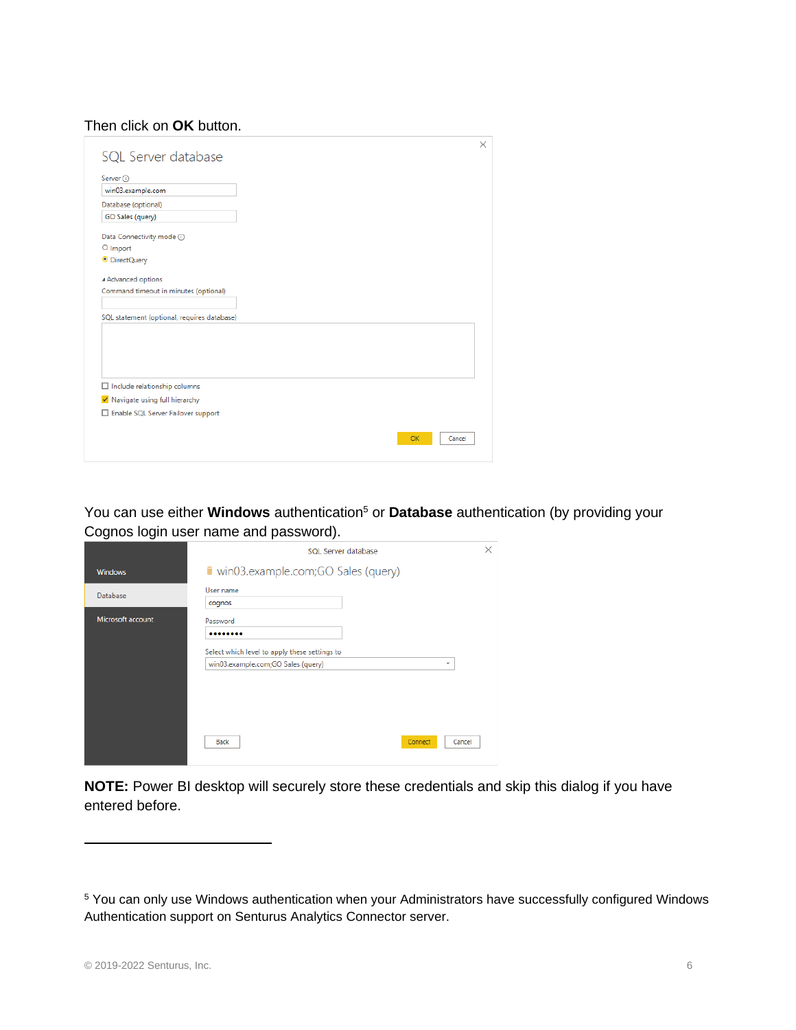Then click on **OK** button.

You can use either **Windows** authentication[5] or **Database** authentication (by providing your Cognos login user name and password).

**NOTE:** Power BI desktop will securely store these credentials and skip this dialog if you have entered before.

[5] You can only use Windows authentication when your Administrators have successfully configured Windows Authentication support on Senturus Analytics Connector server.

© 2019-2022 Senturus, Inc.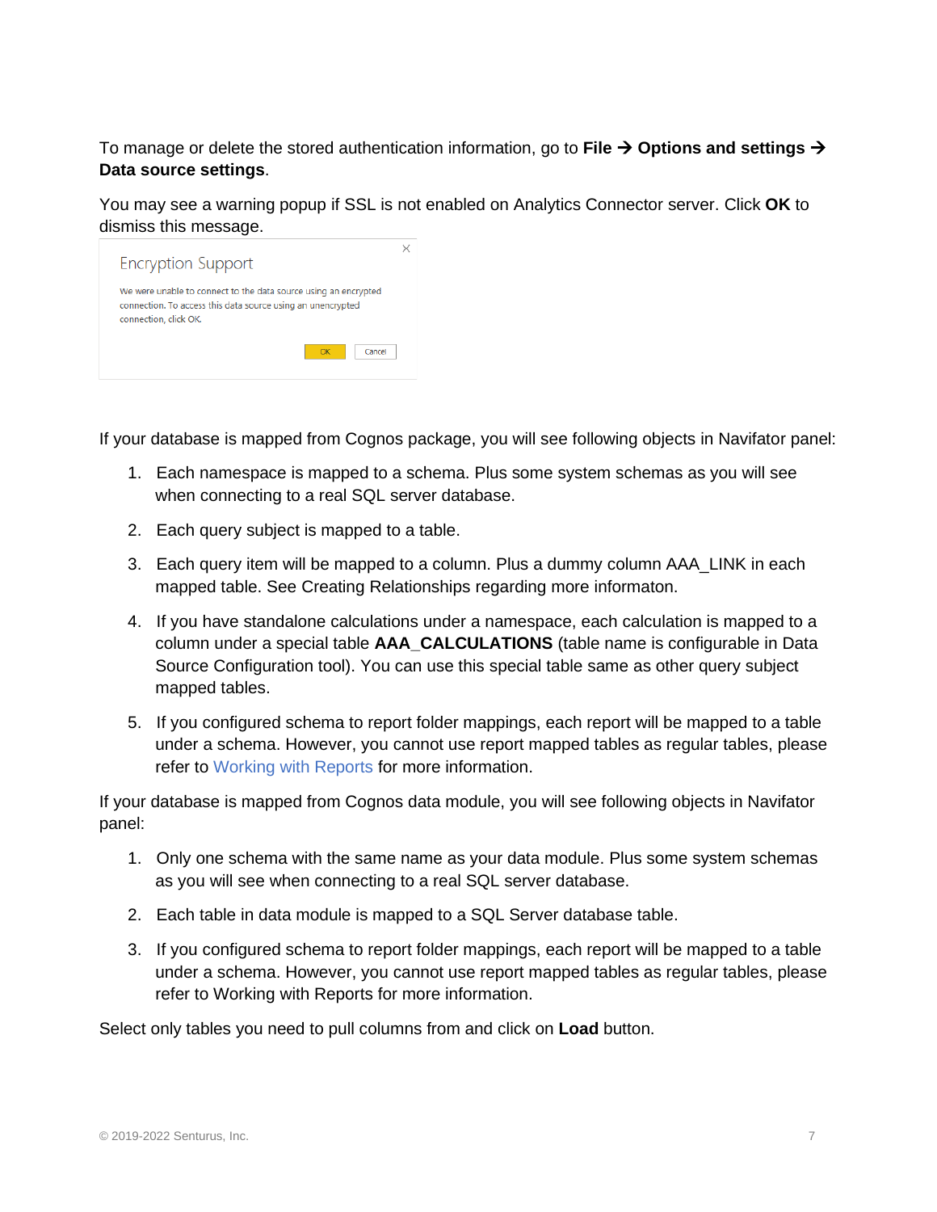To manage or delete the stored authentication information, go to **File → Options and settings → Data source settings**.

You may see a warning popup if SSL is not enabled on Analytics Connector server. Click **OK** to dismiss this message.

Encryption Support

We were unable to connect to the data source using an encrypted connection. To access this data source using an unencrypted connection, click OK.

OK Cancel

If your database is mapped from Cognos package, you will see following objects in Navifator panel:

1. Each namespace is mapped to a schema. Plus some system schemas as you will see when connecting to a real SQL server database.
2. Each query subject is mapped to a table.
3. Each query item will be mapped to a column. Plus a dummy column AAA_LINK in each mapped table. See Creating Relationships regarding more informaton.
4. If you have standalone calculations under a namespace, each calculation is mapped to a column under a special table **AAA_CALCULATIONS** (table name is configurable in Data Source Configuration tool). You can use this special table same as other query subject mapped tables.
5. If you configured schema to report folder mappings, each report will be mapped to a table under a schema. However, you cannot use report mapped tables as regular tables, please refer to Working with Reports for more information.

If your database is mapped from Cognos data module, you will see following objects in Navifator panel:

1. Only one schema with the same name as your data module. Plus some system schemas as you will see when connecting to a real SQL server database.
2. Each table in data module is mapped to a SQL Server database table.
3. If you configured schema to report folder mappings, each report will be mapped to a table under a schema. However, you cannot use report mapped tables as regular tables, please refer to Working with Reports for more information.

Select only tables you need to pull columns from and click on **Load** button.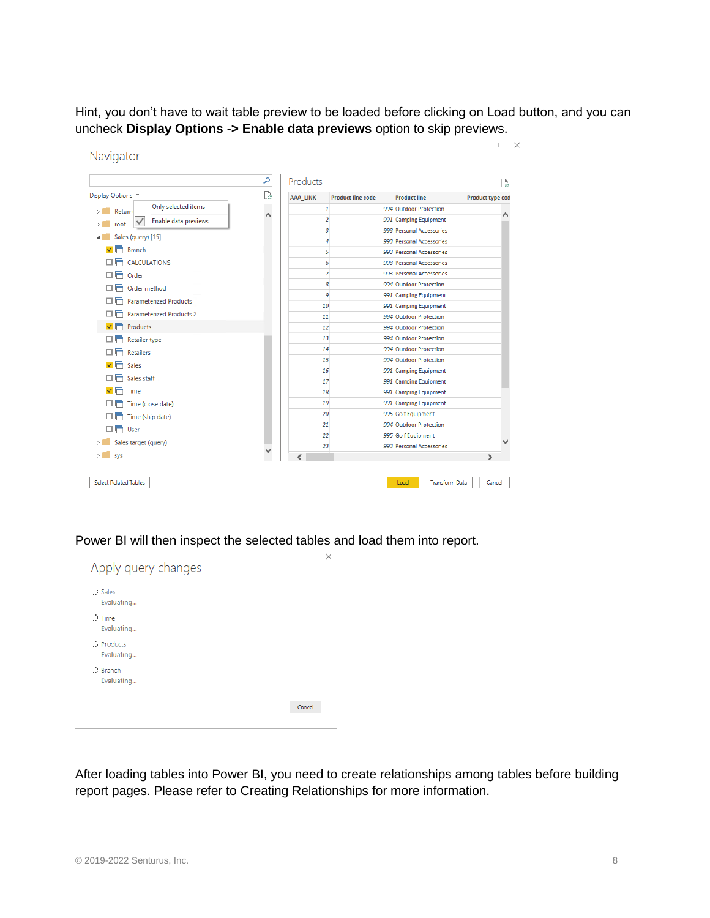Hint, you don't have to wait table preview to be loaded before clicking on Load button, and you can uncheck **Display Options -> Enable data previews** option to skip previews.

Power BI will then inspect the selected tables and load them into report.

After loading tables into Power BI, you need to create relationships among tables before building report pages. Please refer to Creating Relationships for more information.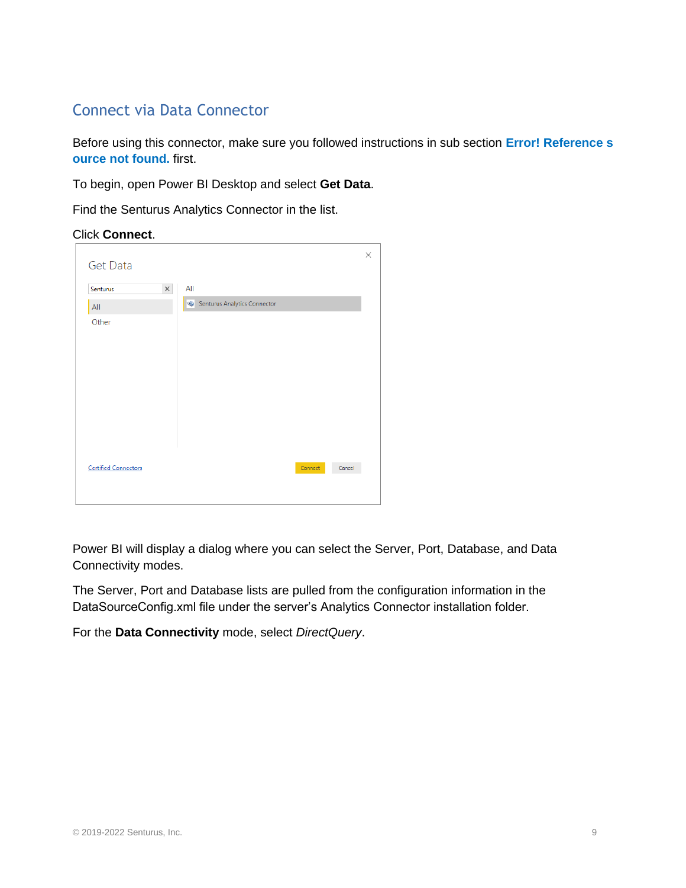## Connect via Data Connector

Before using this connector, make sure you followed instructions in sub section **Error! Reference source not found.** first.

To begin, open Power BI Desktop and select **Get Data**.

Find the Senturus Analytics Connector in the list.

Click **Connect**.

Power BI will display a dialog where you can select the Server, Port, Database, and Data Connectivity modes.

The Server, Port and Database lists are pulled from the configuration information in the DataSourceConfig.xml file under the server's Analytics Connector installation folder.

For the **Data Connectivity** mode, select *DirectQuery*.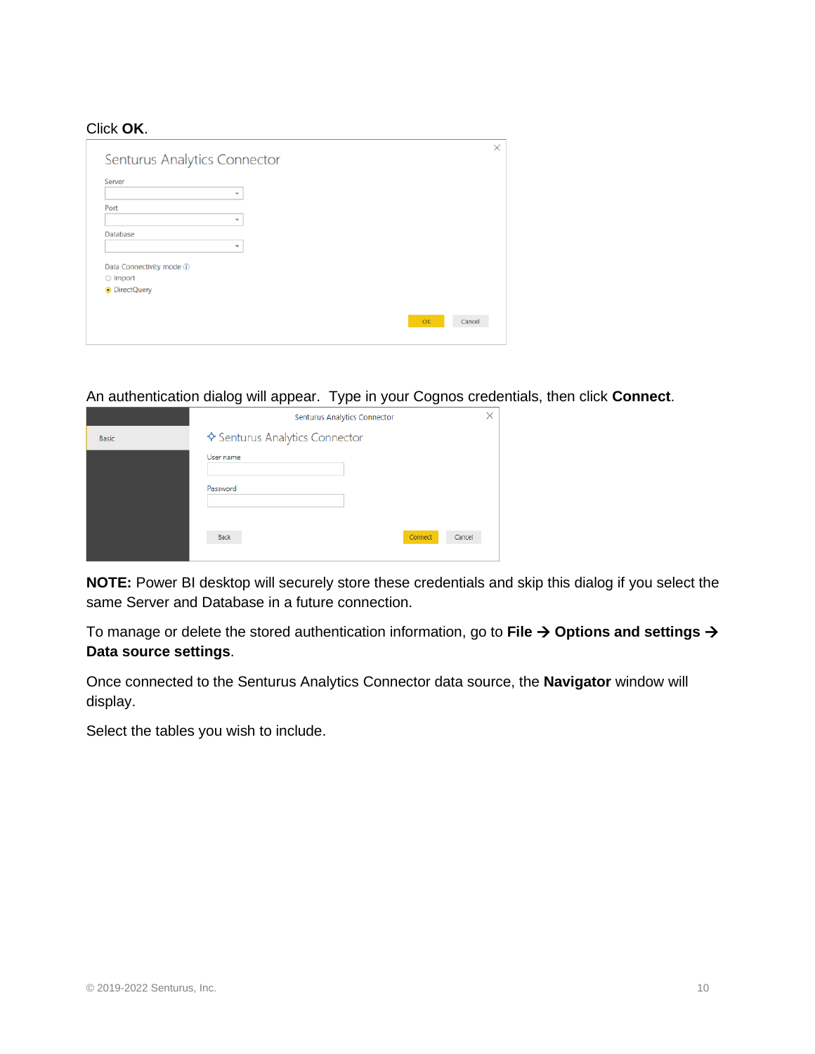Click **OK**.

An authentication dialog will appear. Type in your Cognos credentials, then click **Connect**.

**NOTE:** Power BI desktop will securely store these credentials and skip this dialog if you select the same Server and Database in a future connection.

To manage or delete the stored authentication information, go to **File → Options and settings → Data source settings**.

Once connected to the Senturus Analytics Connector data source, the **Navigator** window will display.

Select the tables you wish to include.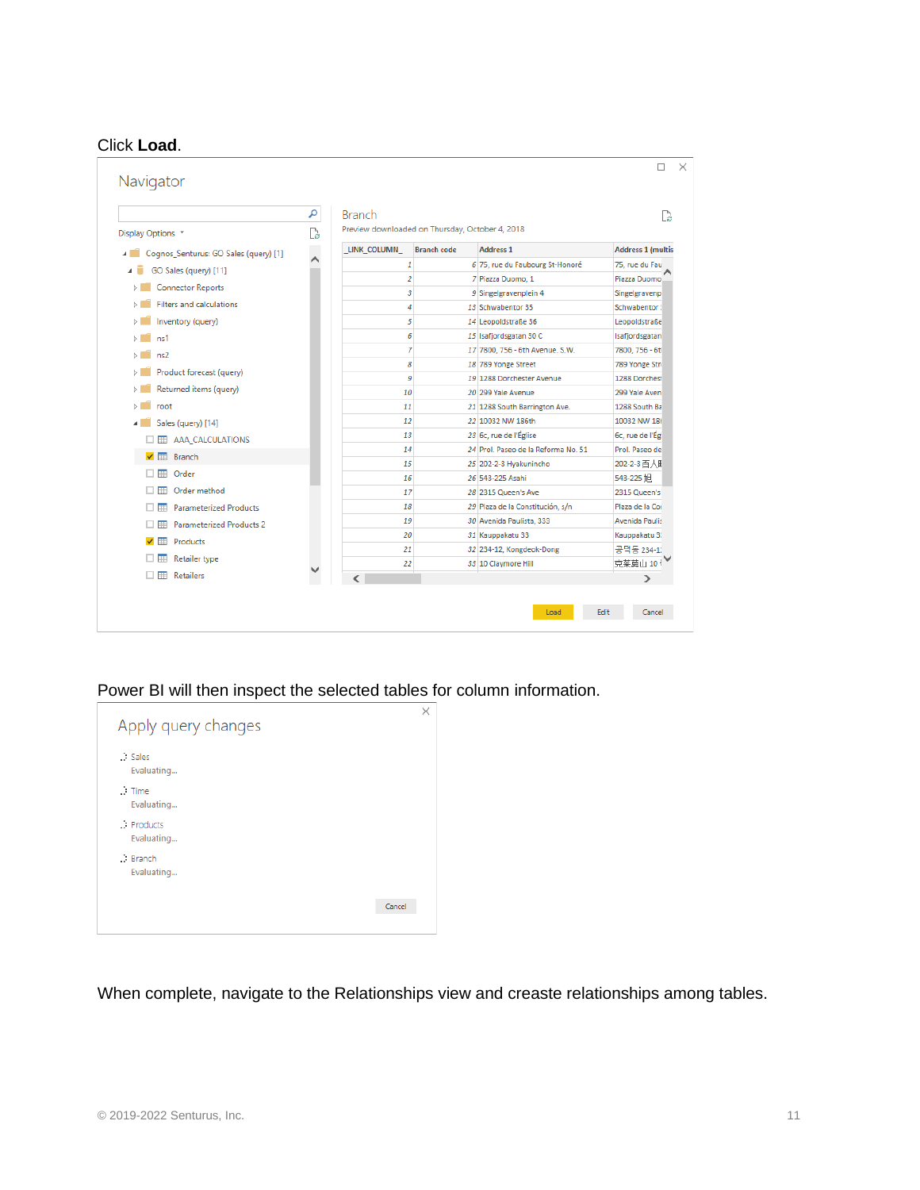Click **Load**.

Power BI will then inspect the selected tables for column information.

When complete, navigate to the Relationships view and creaste relationships among tables.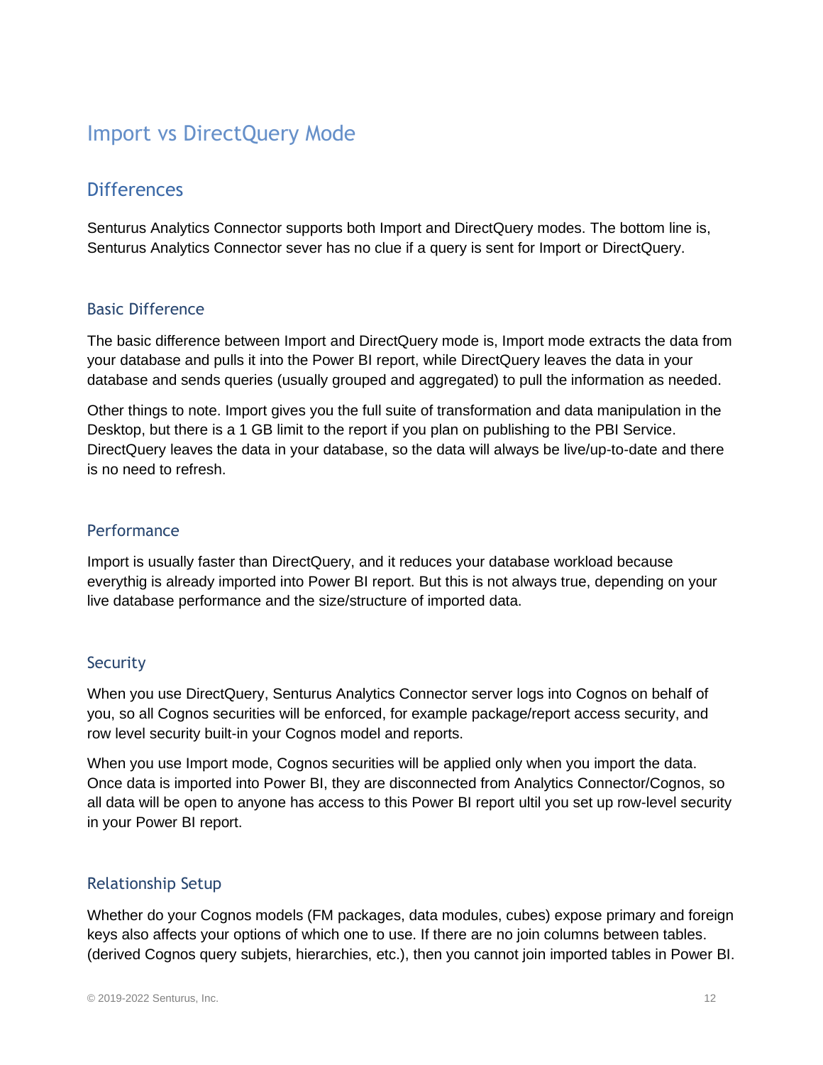# Import vs DirectQuery Mode

## Differences

Senturus Analytics Connector supports both Import and DirectQuery modes. The bottom line is, Senturus Analytics Connector sever has no clue if a query is sent for Import or DirectQuery.

### Basic Difference

The basic difference between Import and DirectQuery mode is, Import mode extracts the data from your database and pulls it into the Power BI report, while DirectQuery leaves the data in your database and sends queries (usually grouped and aggregated) to pull the information as needed.

Other things to note. Import gives you the full suite of transformation and data manipulation in the Desktop, but there is a 1 GB limit to the report if you plan on publishing to the PBI Service. DirectQuery leaves the data in your database, so the data will always be live/up-to-date and there is no need to refresh.

### Performance

Import is usually faster than DirectQuery, and it reduces your database workload because everythig is already imported into Power BI report. But this is not always true, depending on your live database performance and the size/structure of imported data.

### Security

When you use DirectQuery, Senturus Analytics Connector server logs into Cognos on behalf of you, so all Cognos securities will be enforced, for example package/report access security, and row level security built-in your Cognos model and reports.

When you use Import mode, Cognos securities will be applied only when you import the data. Once data is imported into Power BI, they are disconnected from Analytics Connector/Cognos, so all data will be open to anyone has access to this Power BI report ultil you set up row-level security in your Power BI report.

### Relationship Setup

Whether do your Cognos models (FM packages, data modules, cubes) expose primary and foreign keys also affects your options of which one to use. If there are no join columns between tables. (derived Cognos query subjets, hierarchies, etc.), then you cannot join imported tables in Power BI.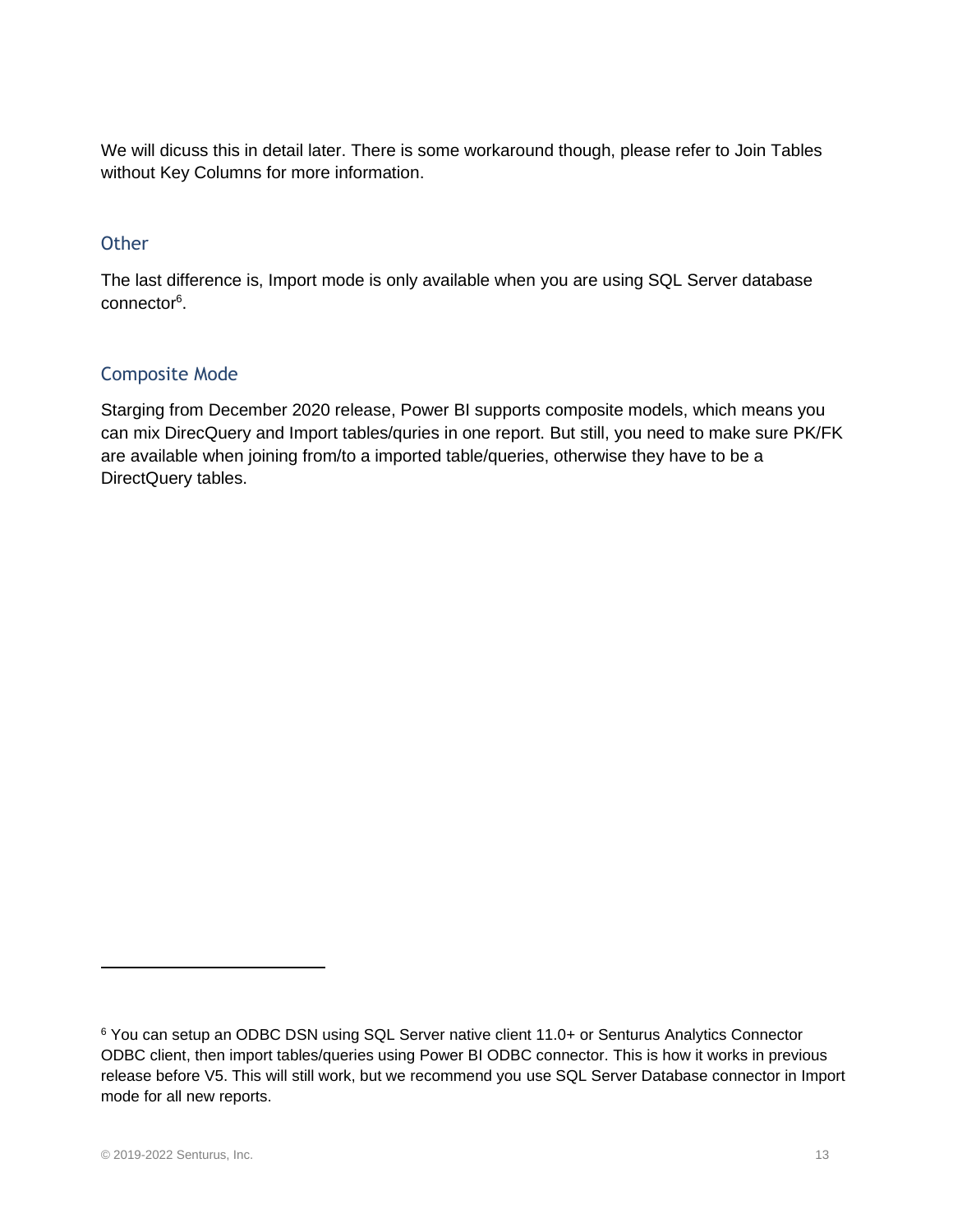We will dicuss this in detail later. There is some workaround though, please refer to Join Tables without Key Columns for more information.

## Other

The last difference is, Import mode is only available when you are using SQL Server database connector[6].

## Composite Mode

Starging from December 2020 release, Power BI supports composite models, which means you can mix DirecQuery and Import tables/quries in one report. But still, you need to make sure PK/FK are available when joining from/to a imported table/queries, otherwise they have to be a DirectQuery tables.

---

[6] You can setup an ODBC DSN using SQL Server native client 11.0+ or Senturus Analytics Connector ODBC client, then import tables/queries using Power BI ODBC connector. This is how it works in previous release before V5. This will still work, but we recommend you use SQL Server Database connector in Import mode for all new reports.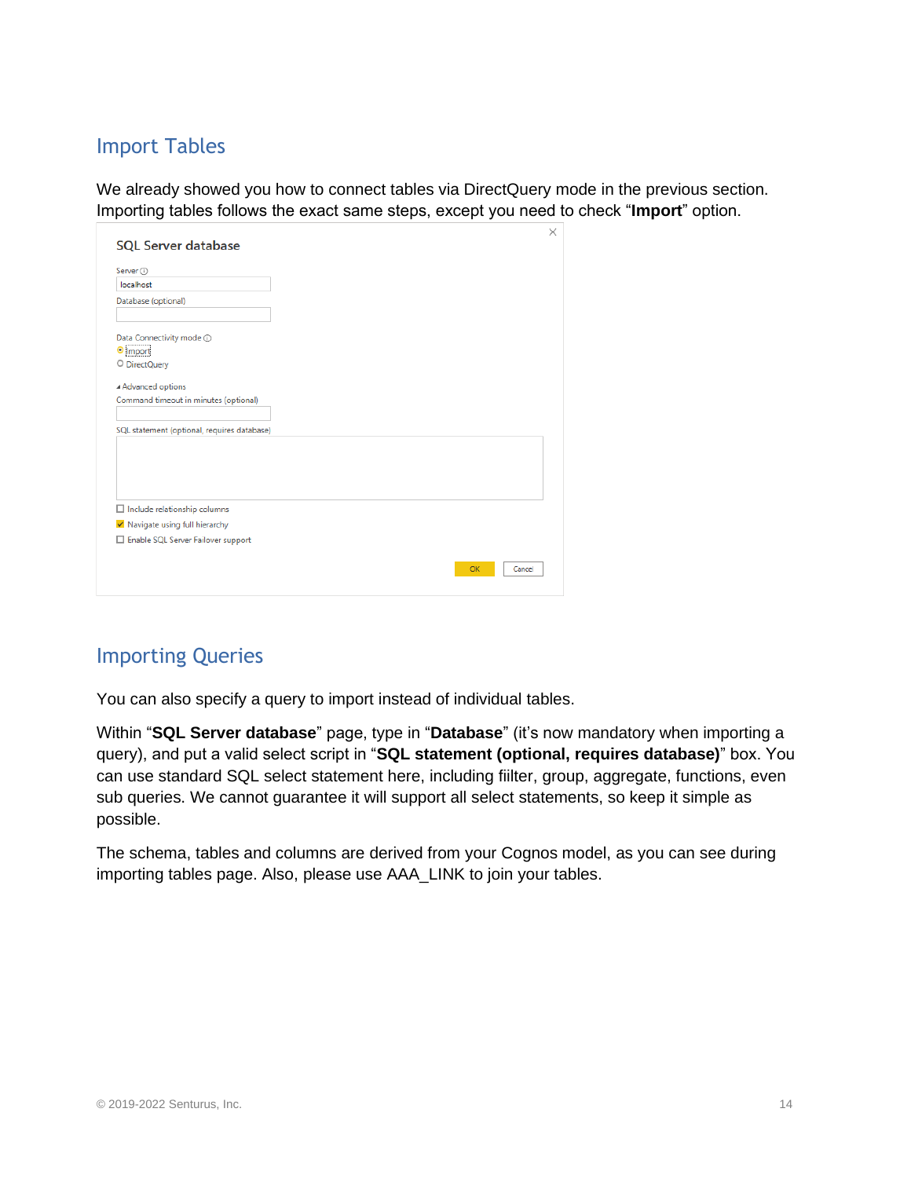## Import Tables

We already showed you how to connect tables via DirectQuery mode in the previous section. Importing tables follows the exact same steps, except you need to check "**Import**" option.

SQL Server database

Server
localhost
Database (optional)

Data Connectivity mode
Import
DirectQuery

Advanced options
Command timeout in minutes (optional)

SQL statement (optional, requires database)

Include relationship columns
Navigate using full hierarchy
Enable SQL Server Failover support

OK Cancel

## Importing Queries

You can also specify a query to import instead of individual tables.

Within "**SQL Server database**" page, type in "**Database**" (it's now mandatory when importing a query), and put a valid select script in "**SQL statement (optional, requires database)**" box. You can use standard SQL select statement here, including fiilter, group, aggregate, functions, even sub queries. We cannot guarantee it will support all select statements, so keep it simple as possible.

The schema, tables and columns are derived from your Cognos model, as you can see during importing tables page. Also, please use AAA_LINK to join your tables.

© 2019-2022 Senturus, Inc.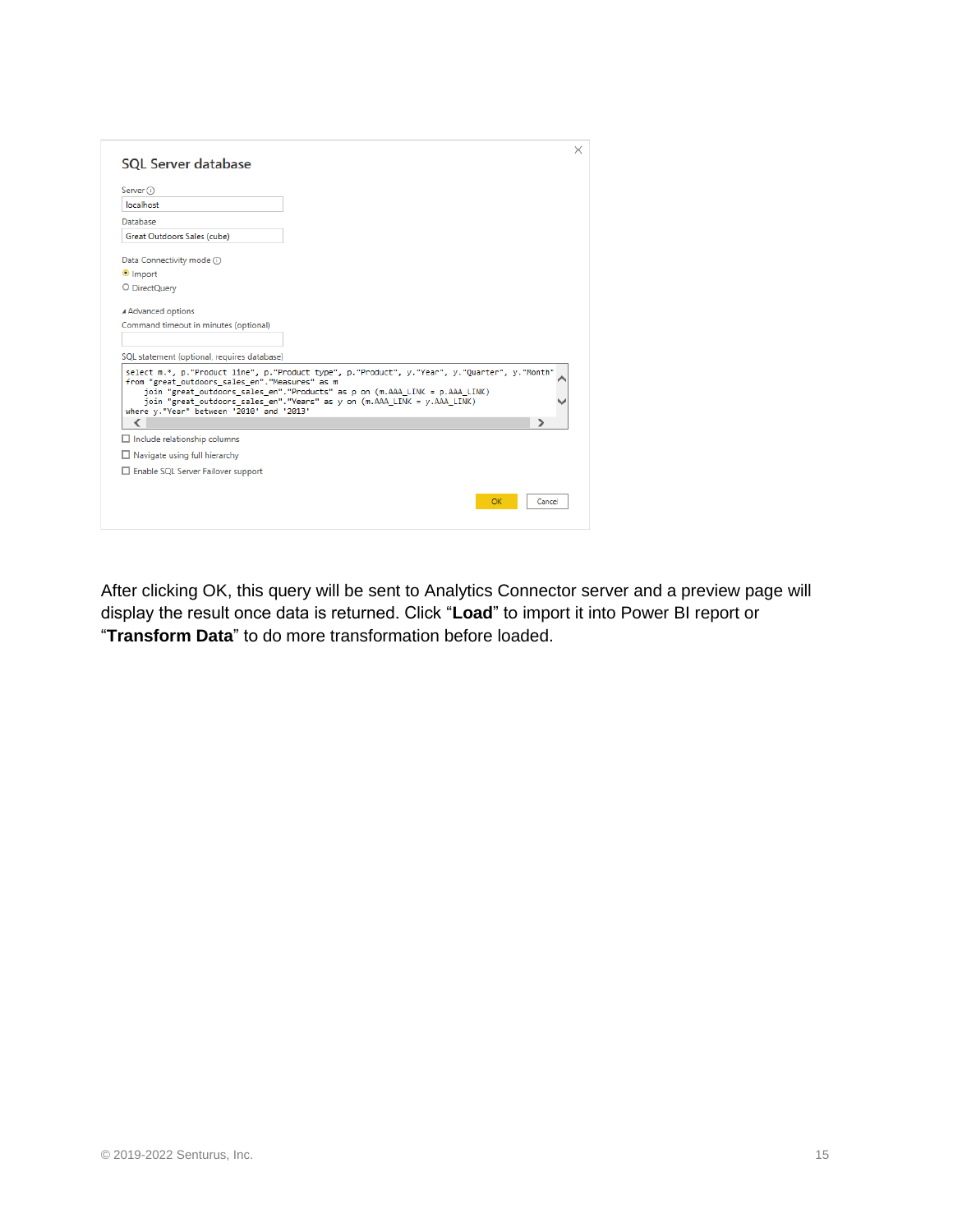**SQL Server database**

Server ⓘ

localhost

Database

Great Outdoors Sales (cube)

Data Connectivity mode ⓘ

- ◉ Import
- ○ DirectQuery

◢ Advanced options

Command timeout in minutes (optional)

SQL statement (optional, requires database)

```
select m.*, p."Product line", p."Product type", p."Product", y."Year", y."Quarter", y."Month"
from "great_outdoors_sales_en"."Measures" as m
    join "great_outdoors_sales_en"."Products" as p on (m.AAA_LINK = p.AAA_LINK)
    join "great_outdoors_sales_en"."Years" as y on (m.AAA_LINK = y.AAA_LINK)
where y."Year" between '2010' and '2013'
```

- ☐ Include relationship columns
- ☐ Navigate using full hierarchy
- ☐ Enable SQL Server Failover support

OK Cancel

After clicking OK, this query will be sent to Analytics Connector server and a preview page will display the result once data is returned. Click “**Load**” to import it into Power BI report or “**Transform Data**” to do more transformation before loaded.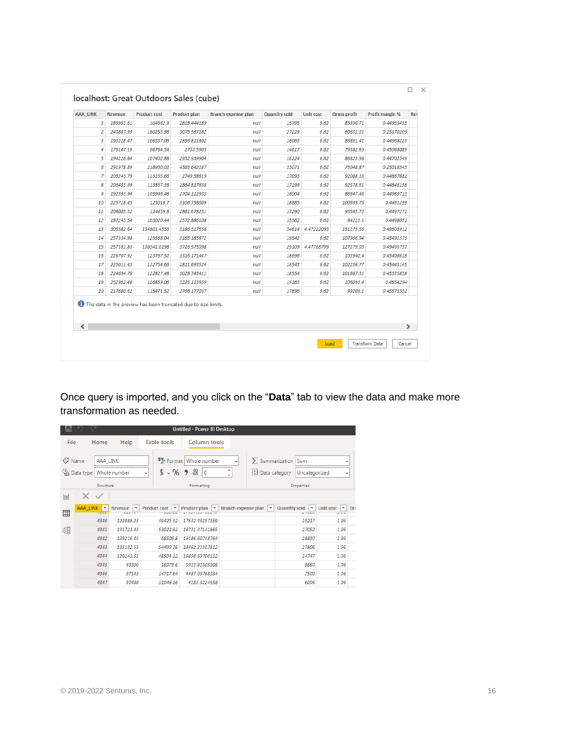localhost: Great Outdoors Sales (cube)

| AAA_LINK | Revenue | Product cost | Product plan | Branch expense plan | Quantity sold | Unit cost | Gross profit | Profit margin % |
|---|---|---|---|---|---|---|---|---|
| 1 | 189953.61 | 104562.9 | 2818.444189 | null | 15795 | 6.62 | 85390.71 | 0.44953455 |
| 2 | 240887.99 | 180255.98 | 3075.567182 | null | 27229 | 6.62 | 60632.01 | 0.25170209 |
| 3 | 193228.47 | 106337.05 | 2856.811802 | null | 16063 | 6.62 | 86891.41 | 0.44968223 |
| 4 | 176147.19 | 96764.54 | 2733.5905 | null | 14617 | 6.62 | 79382.65 | 0.45066089 |
| 5 | 194226.84 | 107402.88 | 2952.939904 | null | 16224 | 6.62 | 86823.96 | 0.44702349 |
| 6 | 291978.89 | 218930.02 | 4563.642187 | null | 33071 | 6.62 | 73048.87 | 0.25018545 |
| 7 | 205243.79 | 113155.66 | 2749.58619 | null | 17093 | 6.62 | 92088.13 | 0.44867682 |
| 8 | 206435.99 | 113857.38 | 2864.817838 | null | 17199 | 6.62 | 92578.61 | 0.44846158 |
| 9 | 192593.94 | 105946.48 | 2704.112935 | null | 16004 | 6.62 | 86647.46 | 0.44989713 |
| 10 | 225718.45 | 125018.7 | 3105.758509 | null | 18885 | 6.62 | 100699.75 | 0.4461299 |
| 11 | 208005.52 | 114459.8 | 2861.678251 | null | 17290 | 6.62 | 93545.72 | 0.4497271 |
| 12 | 187243.54 | 103020.44 | 2572.885108 | null | 15562 | 6.62 | 84223.1 | 0.4498051 |
| 13 | 305582.64 | 154801.4553 | 5185.517656 | null | 34614 | 4.47222093 | 151275.36 | 0.49503912 |
| 14 | 237334.98 | 129368.04 | 3165.185872 | null | 19542 | 6.62 | 107966.94 | 0.45491373 |
| 15 | 257161.83 | 130341.0198 | 5716.975098 | null | 29109 | 4.47768799 | 127279.05 | 0.49493757 |
| 16 | 226707.92 | 123767.52 | 3316.171447 | null | 18696 | 6.62 | 102940.4 | 0.45406618 |
| 17 | 225011.43 | 122754.66 | 2811.693524 | null | 18543 | 6.62 | 102256.77 | 0.45445145 |
| 18 | 224694.79 | 122827.48 | 3028.743411 | null | 18554 | 6.62 | 101867.31 | 0.45335858 |
| 19 | 232952.46 | 126859.06 | 3223.113959 | null | 19163 | 6.62 | 106093.4 | 0.4554294 |
| 20 | 217680.62 | 118471.52 | 2765.177037 | null | 17896 | 6.62 | 99209.1 | 0.45575532 |

The data in the preview has been truncated due to size limits.

Load | Transform Data | Cancel

Once query is imported, and you click on the “**Data**” tab to view the data and make more transformation as needed.

Untitled - Power BI Desktop

File | Home | Help | Table tools | Column tools

Name: AAA_LINK | Data type: Whole number | Format: Whole number | Summarization: Sum | Data category: Uncategorized

Structure | Formatting | Properties

| AAA_LINK | Revenue | Product cost | Product plan | Branch expense plan | Quantity sold | Unit cost |
|---|---|---|---|---|---|---|
| 4340 | 122888.25 | 49425.32 | 17632.39257359 | | 25217 | 1.96 |
| 4341 | 131721.45 | 53021.92 | 18731.37141865 | | 27052 | 1.96 |
| 4342 | 139216.45 | 56506.8 | 19186.60748764 | | 28830 | 1.96 |
| 4343 | 135192.55 | 54499.76 | 18462.21307812 | | 27806 | 1.96 |
| 4344 | 120148.55 | 48504.12 | 15898.69700112 | | 24747 | 1.96 |
| 4345 | 43300 | 16973.6 | 5913.81305308 | | 8660 | 1.96 |
| 4346 | 37545 | 14717.64 | 4487.05768334 | | 7509 | 1.96 |
| 4347 | 30480 | 11948.16 | 4183.9224558 | | 6096 | 1.96 |

© 2019-2022 Senturus, Inc.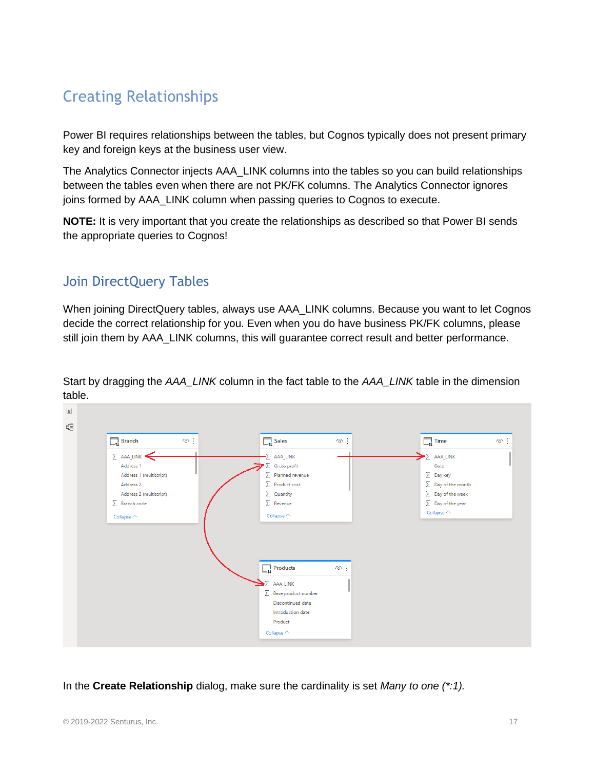## Creating Relationships

Power BI requires relationships between the tables, but Cognos typically does not present primary key and foreign keys at the business user view.

The Analytics Connector injects AAA_LINK columns into the tables so you can build relationships between the tables even when there are not PK/FK columns. The Analytics Connector ignores joins formed by AAA_LINK column when passing queries to Cognos to execute.

**NOTE:** It is very important that you create the relationships as described so that Power BI sends the appropriate queries to Cognos!

### Join DirectQuery Tables

When joining DirectQuery tables, always use AAA_LINK columns. Because you want to let Cognos decide the correct relationship for you. Even when you do have business PK/FK columns, please still join them by AAA_LINK columns, this will guarantee correct result and better performance.

Start by dragging the *AAA_LINK* column in the fact table to the *AAA_LINK* table in the dimension table.

In the **Create Relationship** dialog, make sure the cardinality is set *Many to one (*:1).*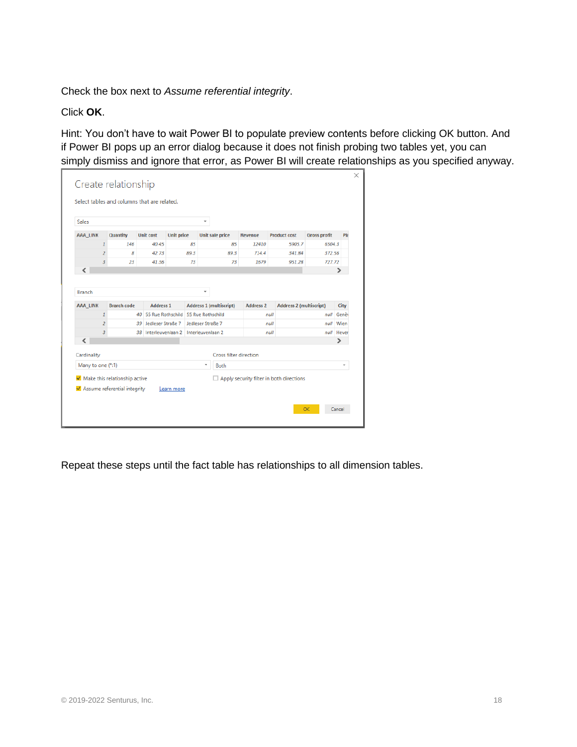Check the box next to *Assume referential integrity*.

Click **OK**.

Hint: You don’t have to wait Power BI to populate preview contents before clicking OK button. And if Power BI pops up an error dialog because it does not finish probing two tables yet, you can simply dismiss and ignore that error, as Power BI will create relationships as you specified anyway.

Repeat these steps until the fact table has relationships to all dimension tables.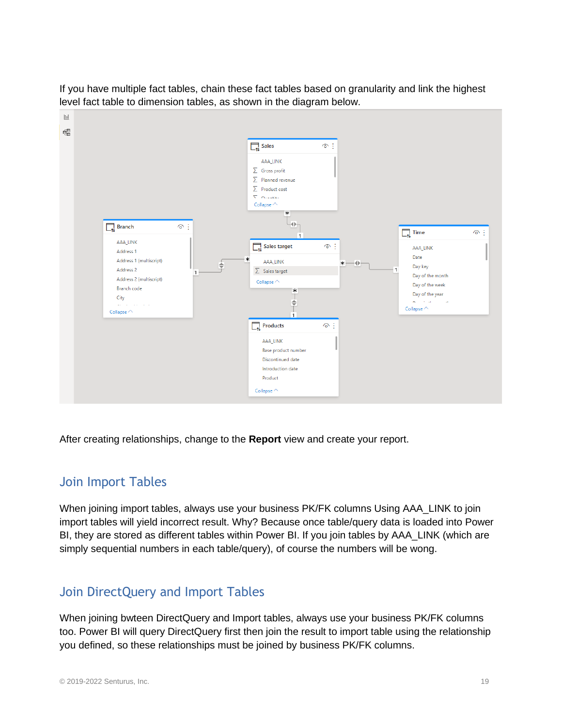If you have multiple fact tables, chain these fact tables based on granularity and link the highest level fact table to dimension tables, as shown in the diagram below.

After creating relationships, change to the **Report** view and create your report.

## Join Import Tables

When joining import tables, always use your business PK/FK columns Using AAA_LINK to join import tables will yield incorrect result. Why? Because once table/query data is loaded into Power BI, they are stored as different tables within Power BI. If you join tables by AAA_LINK (which are simply sequential numbers in each table/query), of course the numbers will be wong.

## Join DirectQuery and Import Tables

When joining bwteen DirectQuery and Import tables, always use your business PK/FK columns too. Power BI will query DirectQuery first then join the result to import table using the relationship you defined, so these relationships must be joined by business PK/FK columns.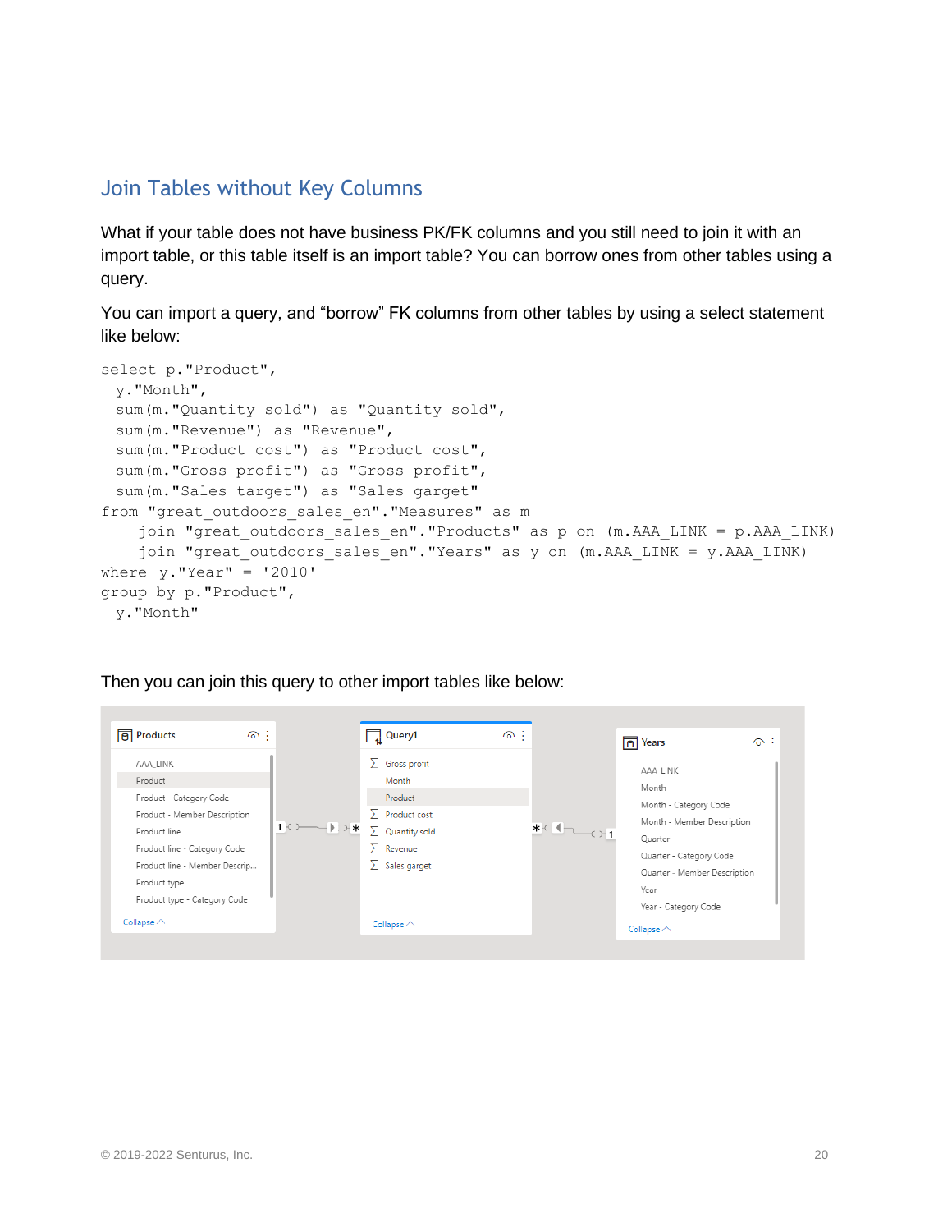## Join Tables without Key Columns

What if your table does not have business PK/FK columns and you still need to join it with an import table, or this table itself is an import table? You can borrow ones from other tables using a query.

You can import a query, and “borrow” FK columns from other tables by using a select statement like below:

```
select p."Product",
  y."Month",
  sum(m."Quantity sold") as "Quantity sold",
  sum(m."Revenue") as "Revenue",
  sum(m."Product cost") as "Product cost",
  sum(m."Gross profit") as "Gross profit",
  sum(m."Sales target") as "Sales garget"
from "great_outdoors_sales_en"."Measures" as m
    join "great_outdoors_sales_en"."Products" as p on (m.AAA_LINK = p.AAA_LINK)
    join "great_outdoors_sales_en"."Years" as y on (m.AAA_LINK = y.AAA_LINK)
where y."Year" = '2010'
group by p."Product",
  y."Month"
```

Then you can join this query to other import tables like below: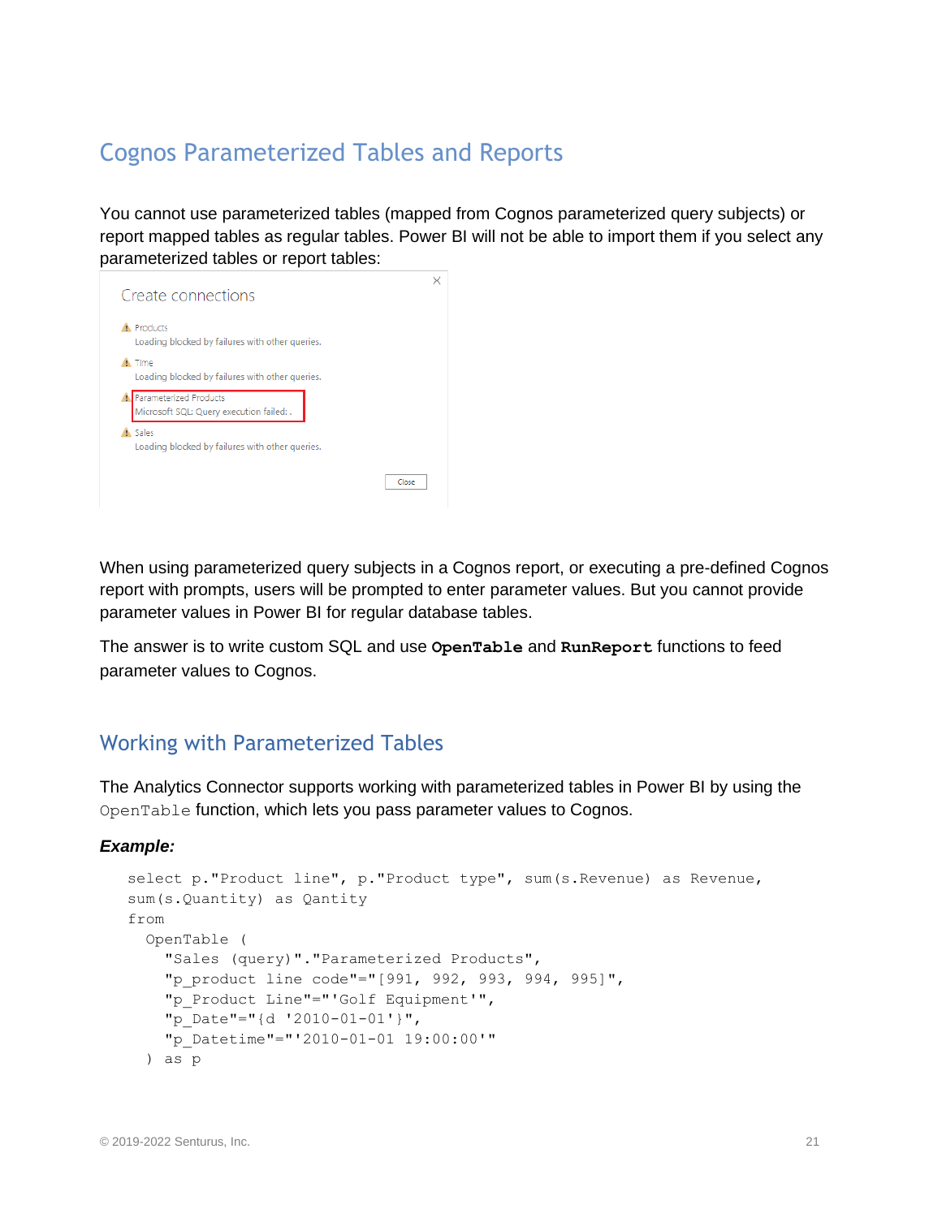## Cognos Parameterized Tables and Reports

You cannot use parameterized tables (mapped from Cognos parameterized query subjects) or report mapped tables as regular tables. Power BI will not be able to import them if you select any parameterized tables or report tables:

When using parameterized query subjects in a Cognos report, or executing a pre-defined Cognos report with prompts, users will be prompted to enter parameter values. But you cannot provide parameter values in Power BI for regular database tables.

The answer is to write custom SQL and use **`OpenTable`** and **`RunReport`** functions to feed parameter values to Cognos.

### Working with Parameterized Tables

The Analytics Connector supports working with parameterized tables in Power BI by using the `OpenTable` function, which lets you pass parameter values to Cognos.

***Example:***

```
select p."Product line", p."Product type", sum(s.Revenue) as Revenue,
sum(s.Quantity) as Qantity
from
  OpenTable (
    "Sales (query)"."Parameterized Products",
    "p_product line code"="[991, 992, 993, 994, 995]",
    "p_Product Line"="'Golf Equipment'",
    "p_Date"="{d '2010-01-01'}",
    "p_Datetime"="'2010-01-01 19:00:00'"
  ) as p
```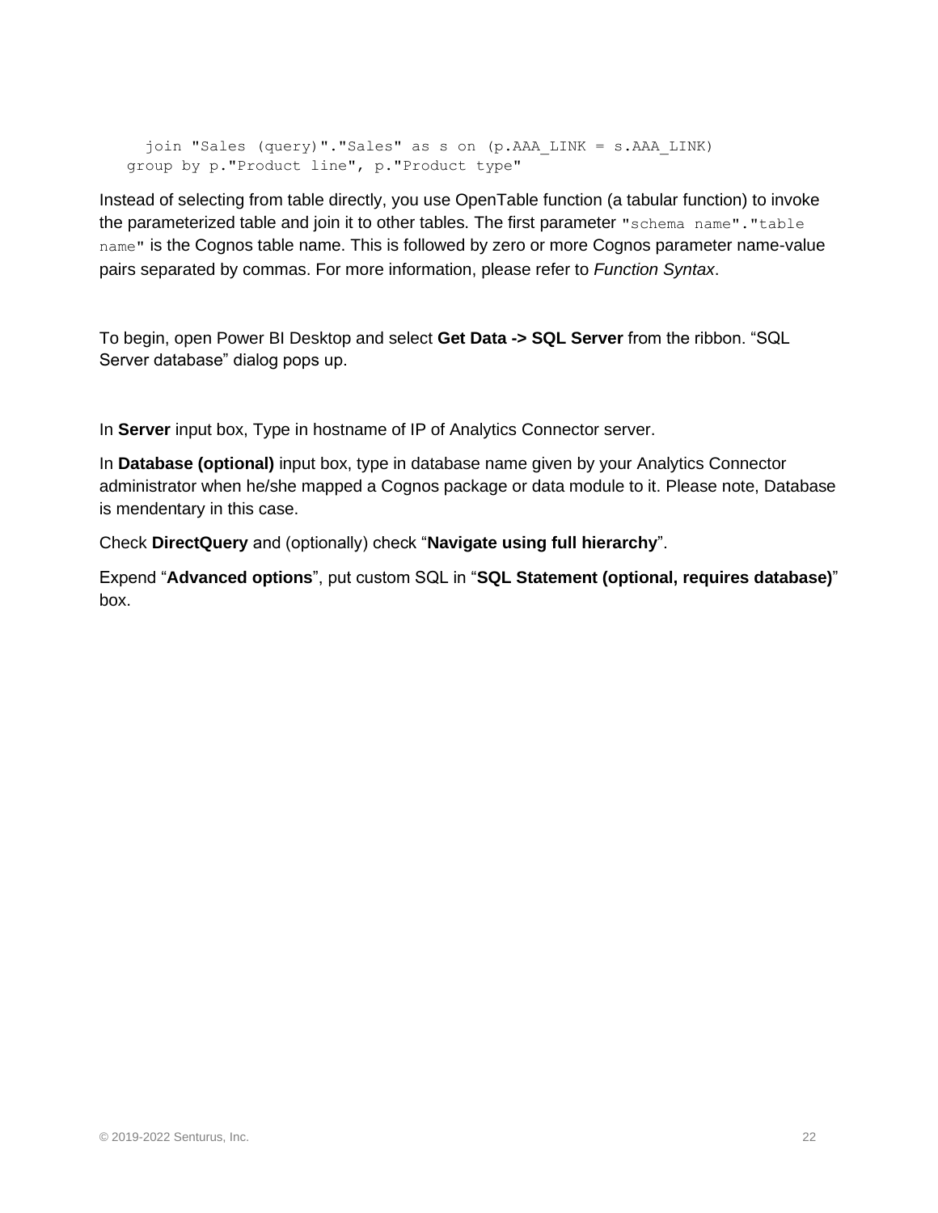```
    join "Sales (query)"."Sales" as s on (p.AAA_LINK = s.AAA_LINK)
  group by p."Product line", p."Product type"
```

Instead of selecting from table directly, you use OpenTable function (a tabular function) to invoke the parameterized table and join it to other tables. The first parameter `"schema name"."table name"` is the Cognos table name. This is followed by zero or more Cognos parameter name-value pairs separated by commas. For more information, please refer to *Function Syntax*.

To begin, open Power BI Desktop and select **Get Data -> SQL Server** from the ribbon. “SQL Server database” dialog pops up.

In **Server** input box, Type in hostname of IP of Analytics Connector server.

In **Database (optional)** input box, type in database name given by your Analytics Connector administrator when he/she mapped a Cognos package or data module to it. Please note, Database is mendentary in this case.

Check **DirectQuery** and (optionally) check “**Navigate using full hierarchy**”.

Expend “**Advanced options**”, put custom SQL in “**SQL Statement (optional, requires database)**” box.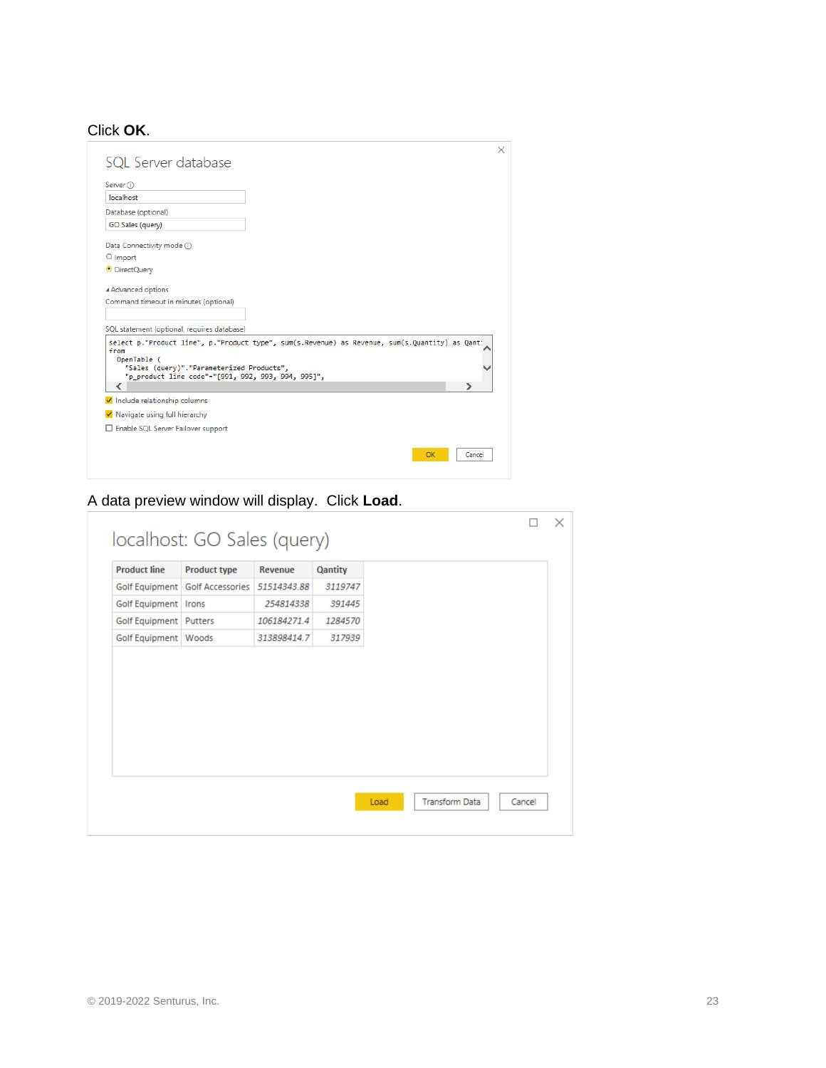Click **OK**.

SQL Server database

Server
localhost

Database (optional)
GO Sales (query)

Data Connectivity mode
Import
DirectQuery

Advanced options
Command timeout in minutes (optional)

SQL statement (optional, requires database)

```
select p."Product line", p."Product type", sum(s.Revenue) as Revenue, sum(s.Quantity) as Qant:
from
  OpenTable (
    "Sales (query)"."Parameterized Products",
    "p_product line code"="[991, 992, 993, 994, 995]",
```

Include relationship columns
Navigate using full hierarchy
Enable SQL Server Failover support

OK  Cancel

A data preview window will display. Click **Load**.

localhost: GO Sales (query)

| Product line | Product type | Revenue | Qantity |
|---|---|---|---|
| Golf Equipment | Golf Accessories | 51514343.88 | 3119747 |
| Golf Equipment | Irons | 254814338 | 391445 |
| Golf Equipment | Putters | 106184271.4 | 1284570 |
| Golf Equipment | Woods | 313898414.7 | 317939 |

Load  Transform Data  Cancel

© 2019-2022 Senturus, Inc.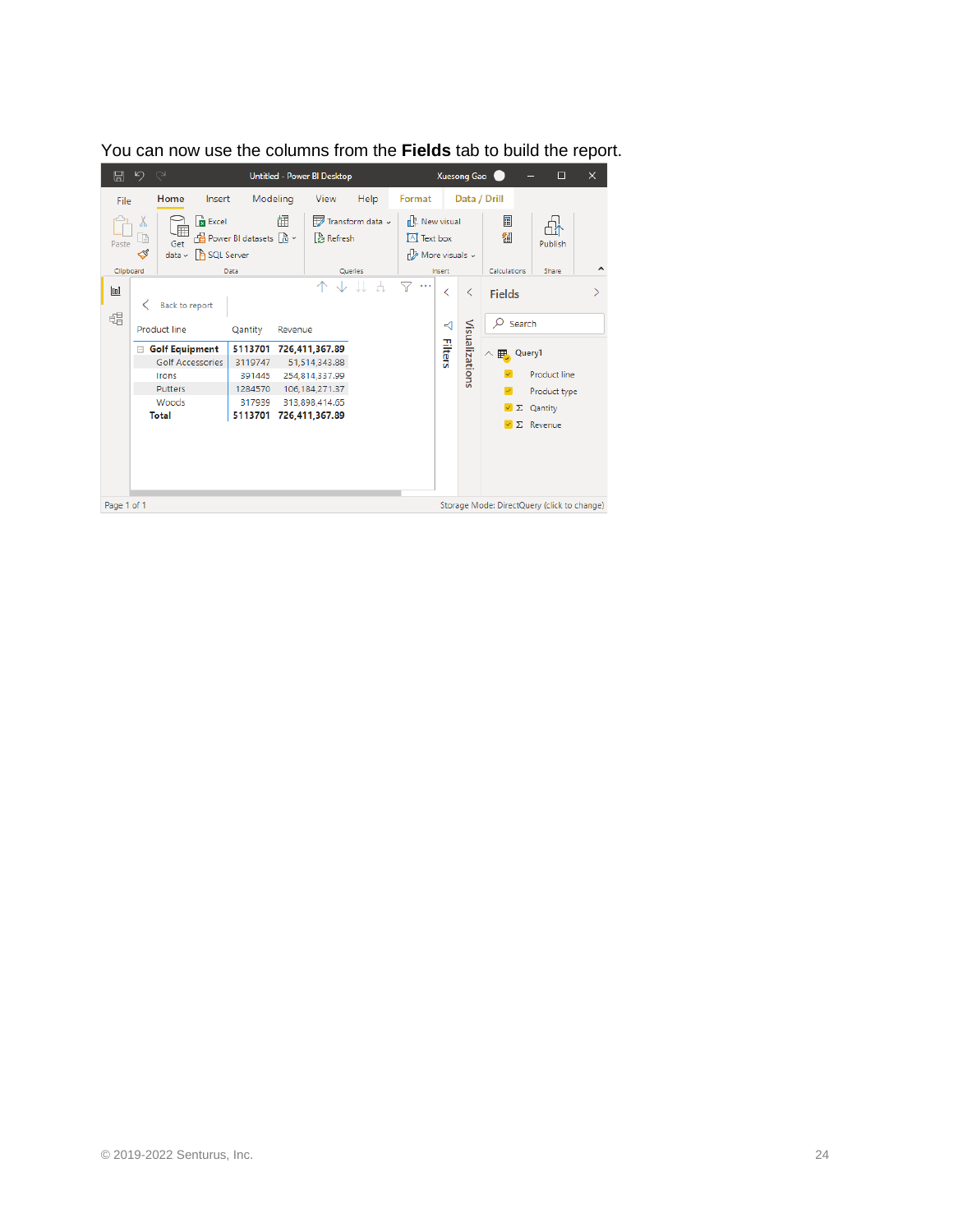You can now use the columns from the **Fields** tab to build the report.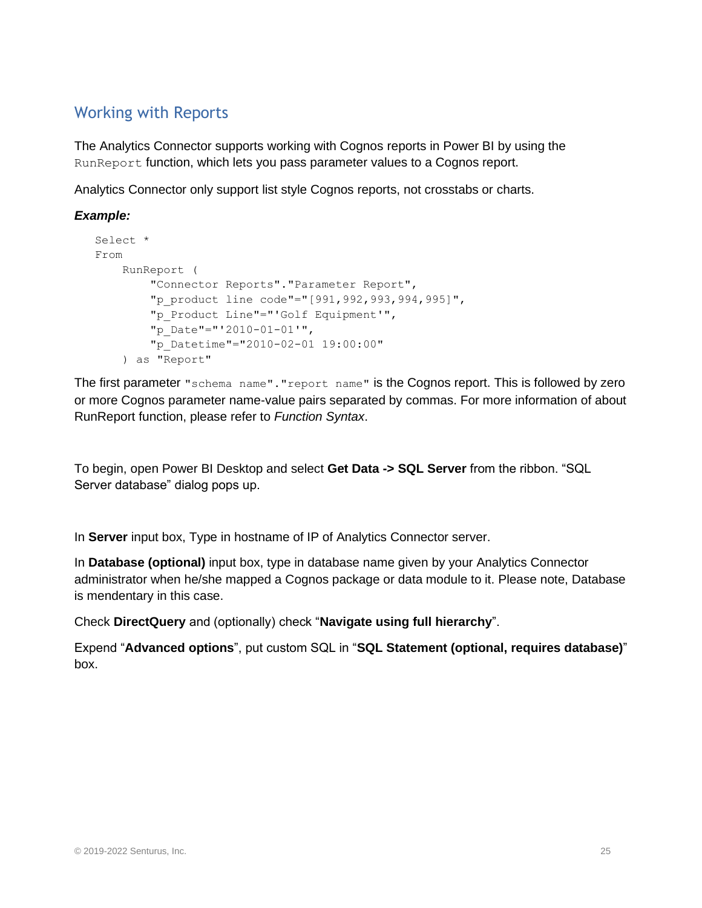## Working with Reports

The Analytics Connector supports working with Cognos reports in Power BI by using the `RunReport` function, which lets you pass parameter values to a Cognos report.

Analytics Connector only support list style Cognos reports, not crosstabs or charts.

***Example:***

```
Select *
From
    RunReport (
        "Connector Reports"."Parameter Report",
        "p_product line code"="[991,992,993,994,995]",
        "p_Product Line"="'Golf Equipment'",
        "p_Date"="'2010-01-01'",
        "p_Datetime"="2010-02-01 19:00:00"
    ) as "Report"
```

The first parameter `"schema name"."report name"` is the Cognos report. This is followed by zero or more Cognos parameter name-value pairs separated by commas. For more information of about RunReport function, please refer to *Function Syntax*.

To begin, open Power BI Desktop and select **Get Data -> SQL Server** from the ribbon. "SQL Server database" dialog pops up.

In **Server** input box, Type in hostname of IP of Analytics Connector server.

In **Database (optional)** input box, type in database name given by your Analytics Connector administrator when he/she mapped a Cognos package or data module to it. Please note, Database is mendentary in this case.

Check **DirectQuery** and (optionally) check "**Navigate using full hierarchy**".

Expend "**Advanced options**", put custom SQL in "**SQL Statement (optional, requires database)**" box.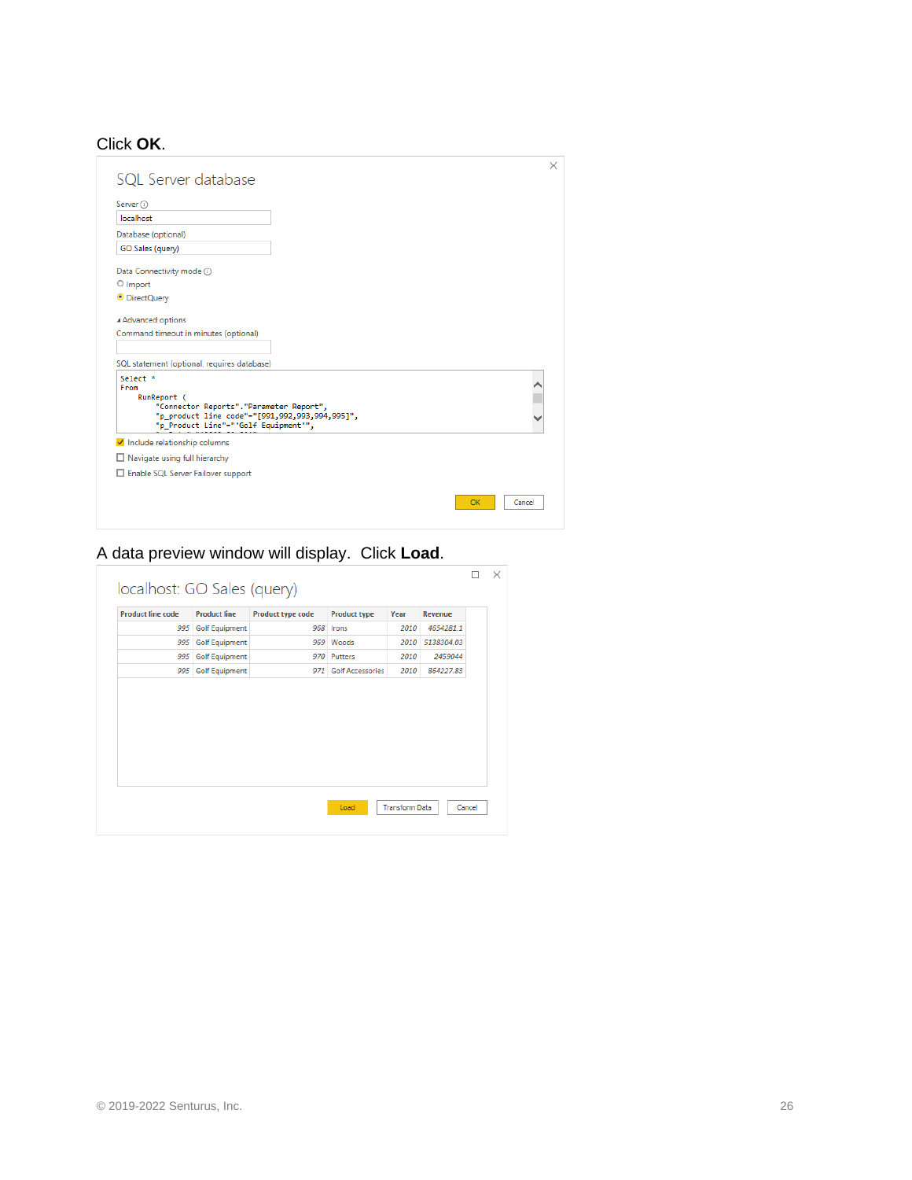Click **OK**.

SQL Server database

Server

localhost

Database (optional)

GO Sales (query)

Data Connectivity mode

Import

DirectQuery

Advanced options

Command timeout in minutes (optional)

SQL statement (optional, requires database)

```
Select *
From
    RunReport (
        "Connector Reports"."Parameter Report",
        "p_product line code"="[991,992,993,994,995]",
        "p_Product Line"="'Golf Equipment'",
```

Include relationship columns

Navigate using full hierarchy

Enable SQL Server Failover support

OK   Cancel

A data preview window will display.  Click **Load**.

localhost: GO Sales (query)

| Product line code | Product line | Product type code | Product type | Year | Revenue |
|---|---|---|---|---|---|
| 995 | Golf Equipment | 968 | Irons | 2010 | 4654281.1 |
| 995 | Golf Equipment | 969 | Woods | 2010 | 5138304.03 |
| 995 | Golf Equipment | 970 | Putters | 2010 | 2459044 |
| 995 | Golf Equipment | 971 | Golf Accessories | 2010 | 864227.83 |

Load   Transform Data   Cancel

© 2019-2022 Senturus, Inc.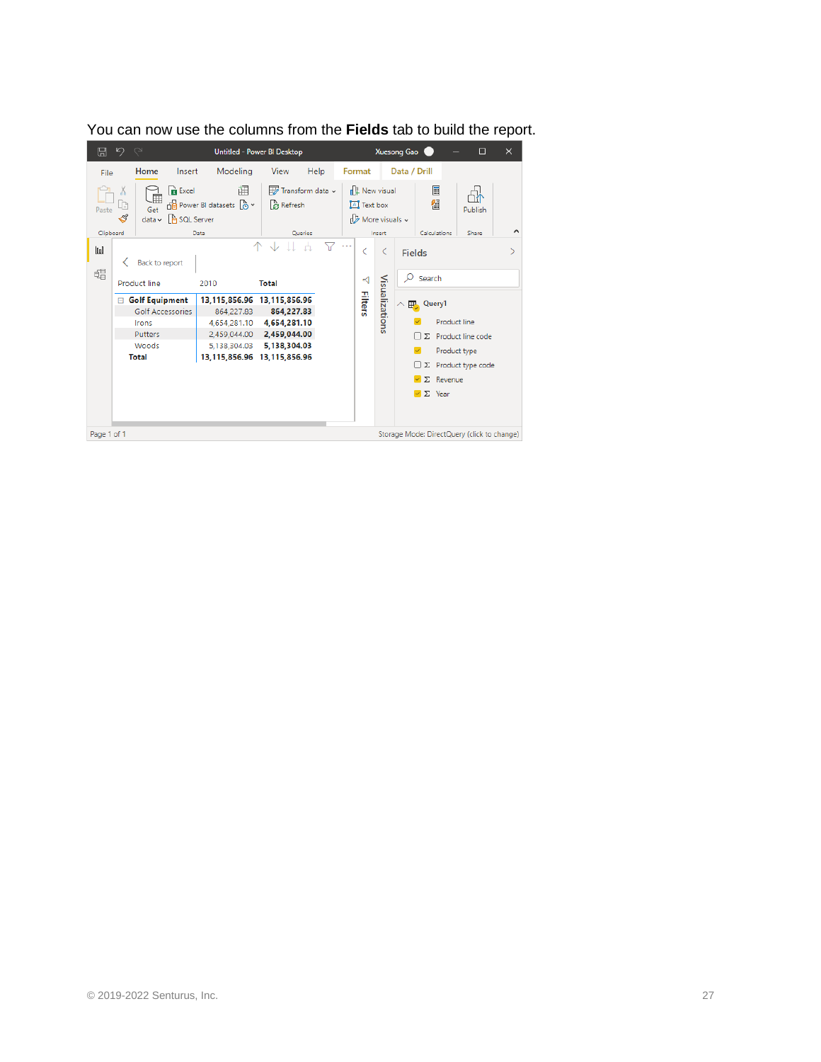You can now use the columns from the **Fields** tab to build the report.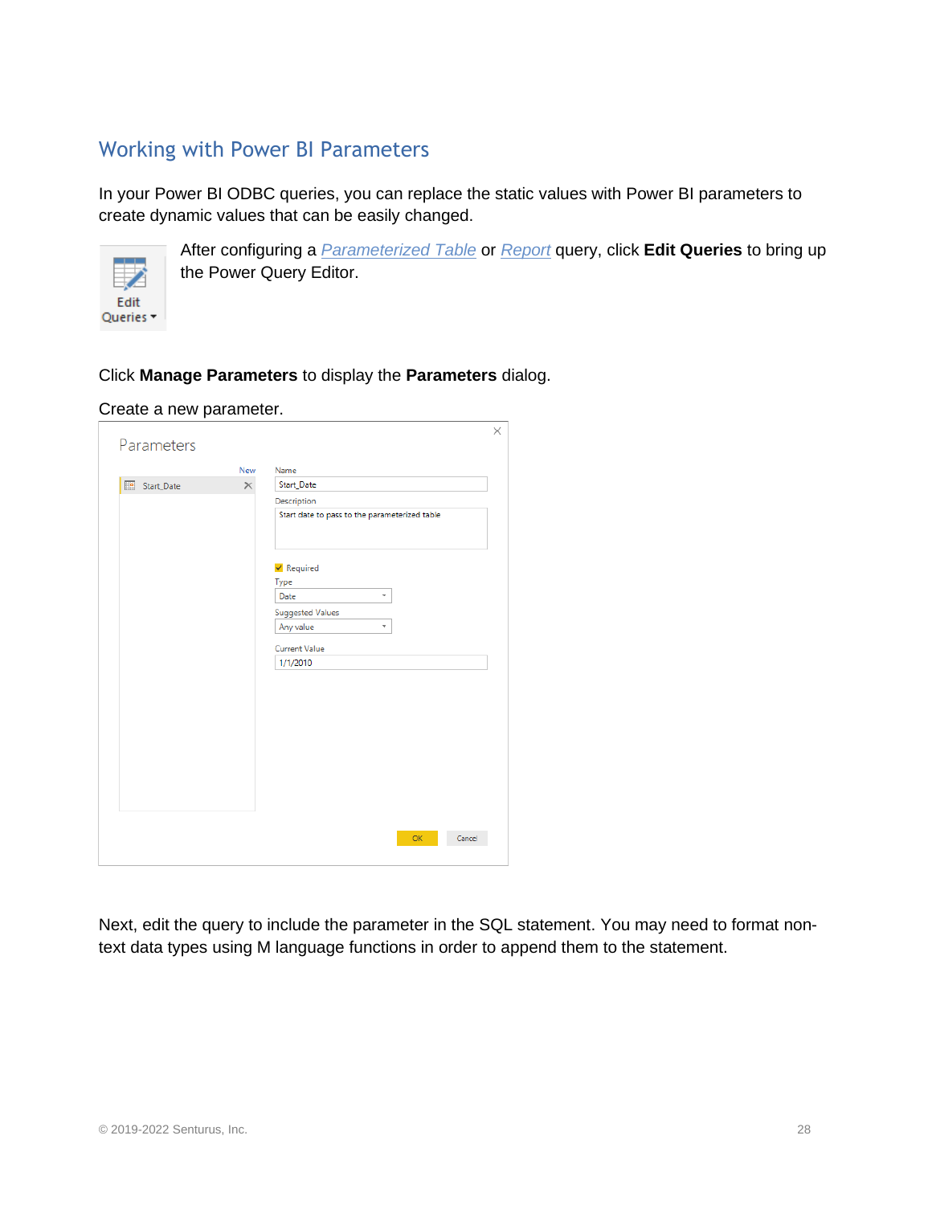## Working with Power BI Parameters

In your Power BI ODBC queries, you can replace the static values with Power BI parameters to create dynamic values that can be easily changed.

After configuring a *Parameterized Table* or *Report* query, click **Edit Queries** to bring up the Power Query Editor.

Click **Manage Parameters** to display the **Parameters** dialog.

Create a new parameter.

Next, edit the query to include the parameter in the SQL statement. You may need to format non-text data types using M language functions in order to append them to the statement.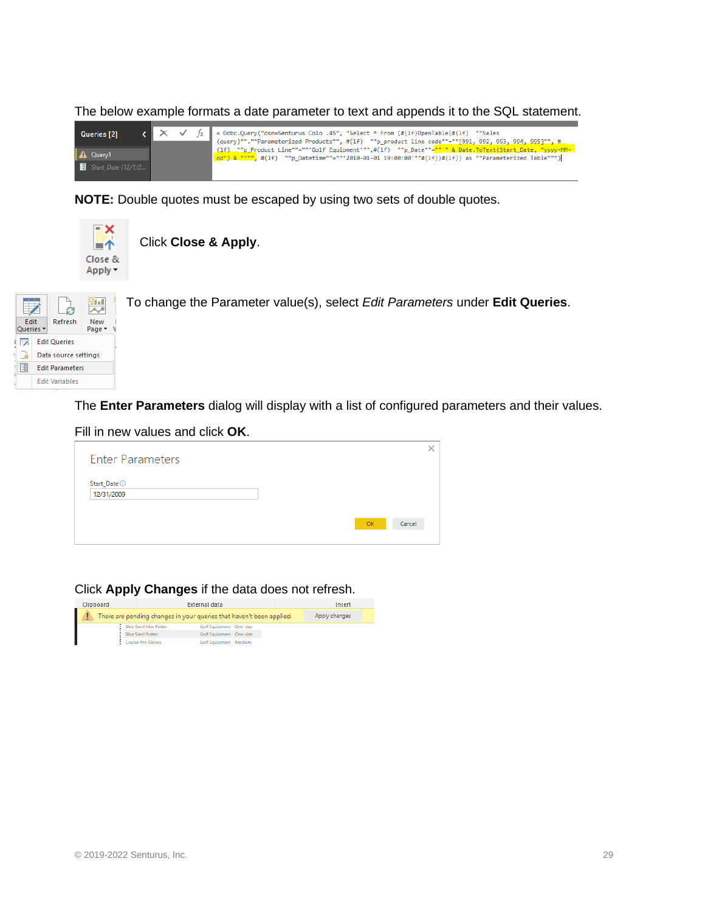The below example formats a date parameter to text and appends it to the SQL statement.

**NOTE:** Double quotes must be escaped by using two sets of double quotes.

Click **Close & Apply**.

To change the Parameter value(s), select *Edit Parameters* under **Edit Queries**.

The **Enter Parameters** dialog will display with a list of configured parameters and their values.

Fill in new values and click **OK**.

Click **Apply Changes** if the data does not refresh.

© 2019-2022 Senturus, Inc.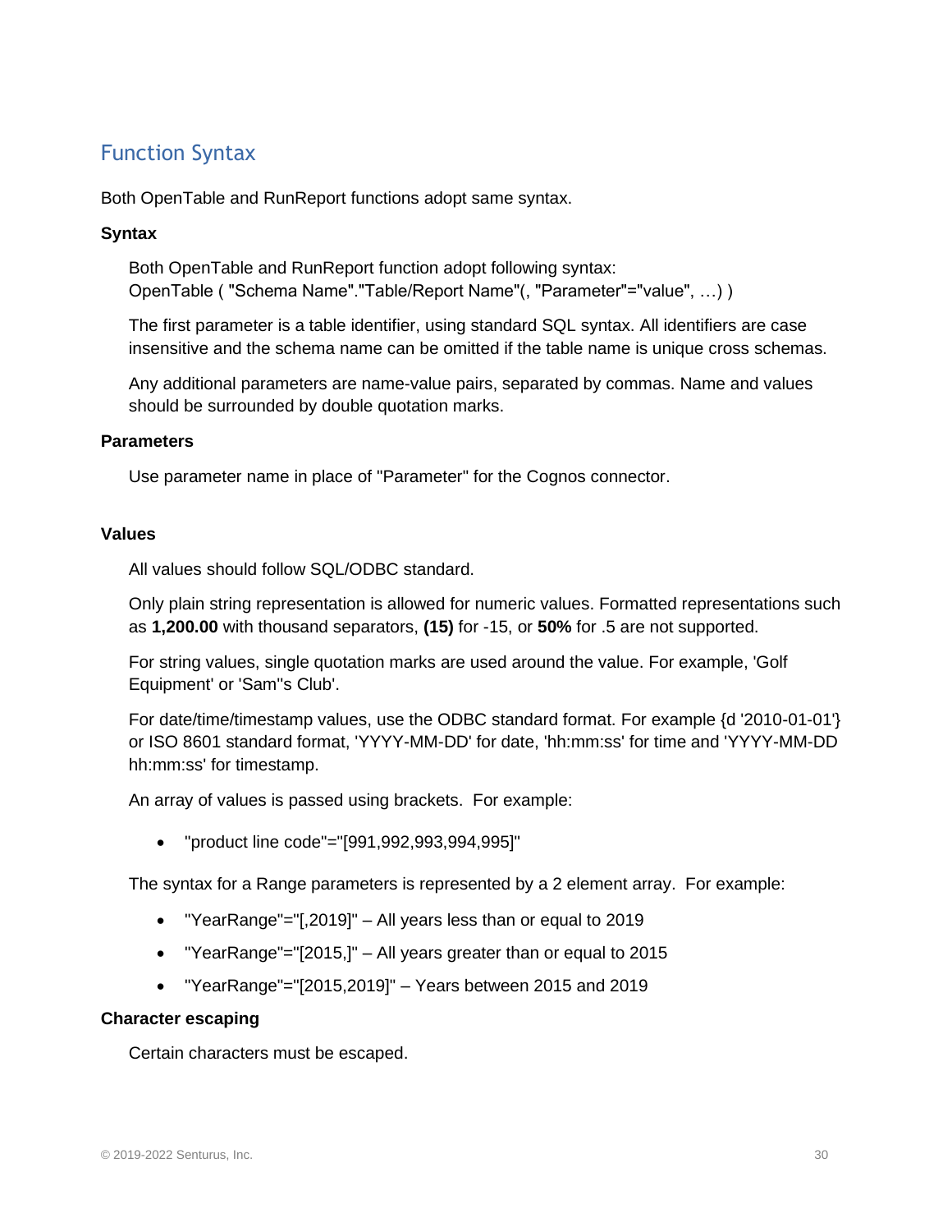## Function Syntax

Both OpenTable and RunReport functions adopt same syntax.

**Syntax**

Both OpenTable and RunReport function adopt following syntax:
OpenTable ( "Schema Name"."Table/Report Name"(, "Parameter"="value", …) )

The first parameter is a table identifier, using standard SQL syntax. All identifiers are case insensitive and the schema name can be omitted if the table name is unique cross schemas.

Any additional parameters are name-value pairs, separated by commas. Name and values should be surrounded by double quotation marks.

**Parameters**

Use parameter name in place of "Parameter" for the Cognos connector.

**Values**

All values should follow SQL/ODBC standard.

Only plain string representation is allowed for numeric values. Formatted representations such as **1,200.00** with thousand separators, **(15)** for -15, or **50%** for .5 are not supported.

For string values, single quotation marks are used around the value. For example, 'Golf Equipment' or 'Sam''s Club'.

For date/time/timestamp values, use the ODBC standard format. For example {d '2010-01-01'} or ISO 8601 standard format, 'YYYY-MM-DD' for date, 'hh:mm:ss' for time and 'YYYY-MM-DD hh:mm:ss' for timestamp.

An array of values is passed using brackets. For example:

- "product line code"="[991,992,993,994,995]"

The syntax for a Range parameters is represented by a 2 element array. For example:

- "YearRange"="[,2019]" – All years less than or equal to 2019
- "YearRange"="[2015,]" – All years greater than or equal to 2015
- "YearRange"="[2015,2019]" – Years between 2015 and 2019

**Character escaping**

Certain characters must be escaped.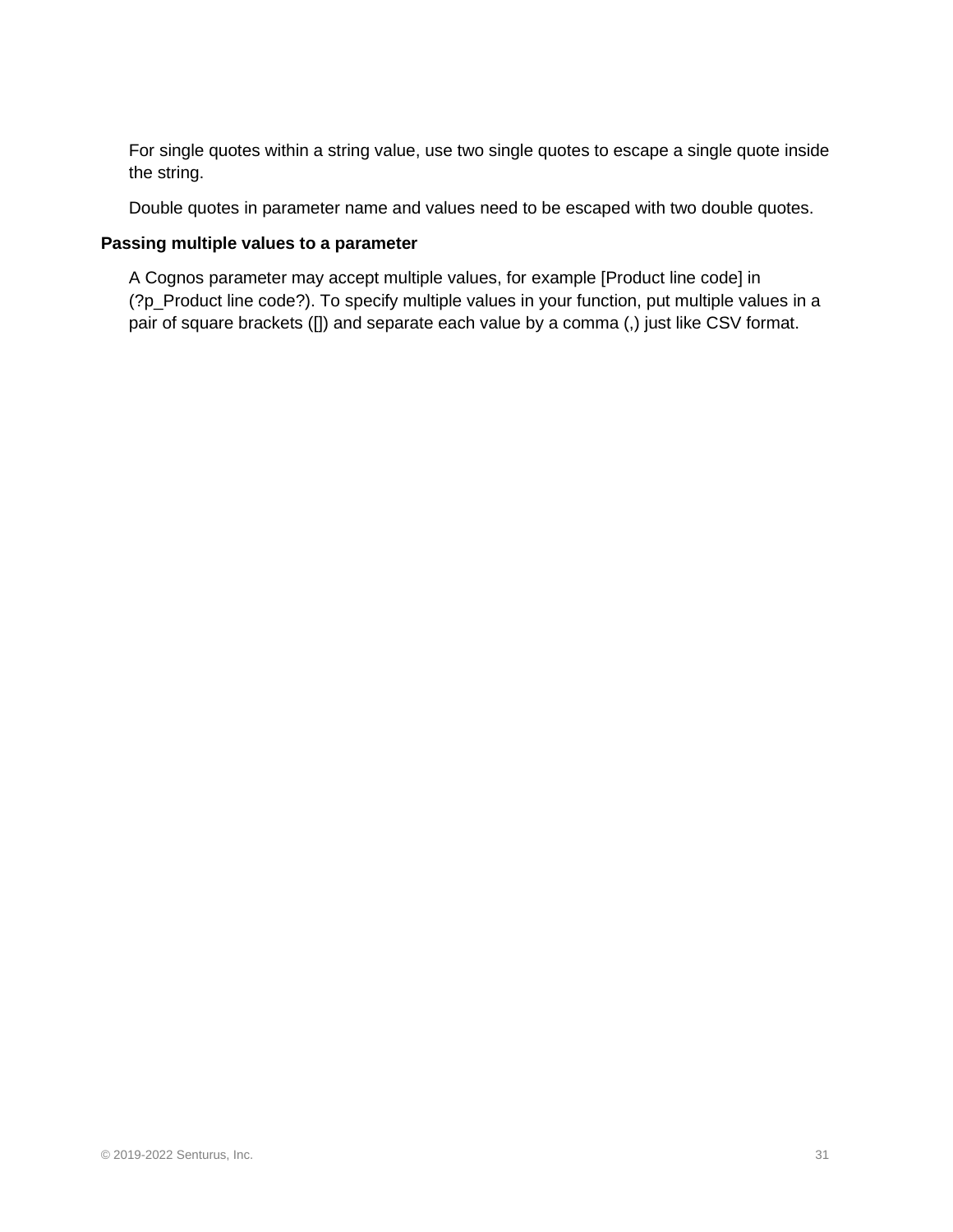For single quotes within a string value, use two single quotes to escape a single quote inside the string.

Double quotes in parameter name and values need to be escaped with two double quotes.

**Passing multiple values to a parameter**

A Cognos parameter may accept multiple values, for example [Product line code] in (?p_Product line code?). To specify multiple values in your function, put multiple values in a pair of square brackets ([]) and separate each value by a comma (,) just like CSV format.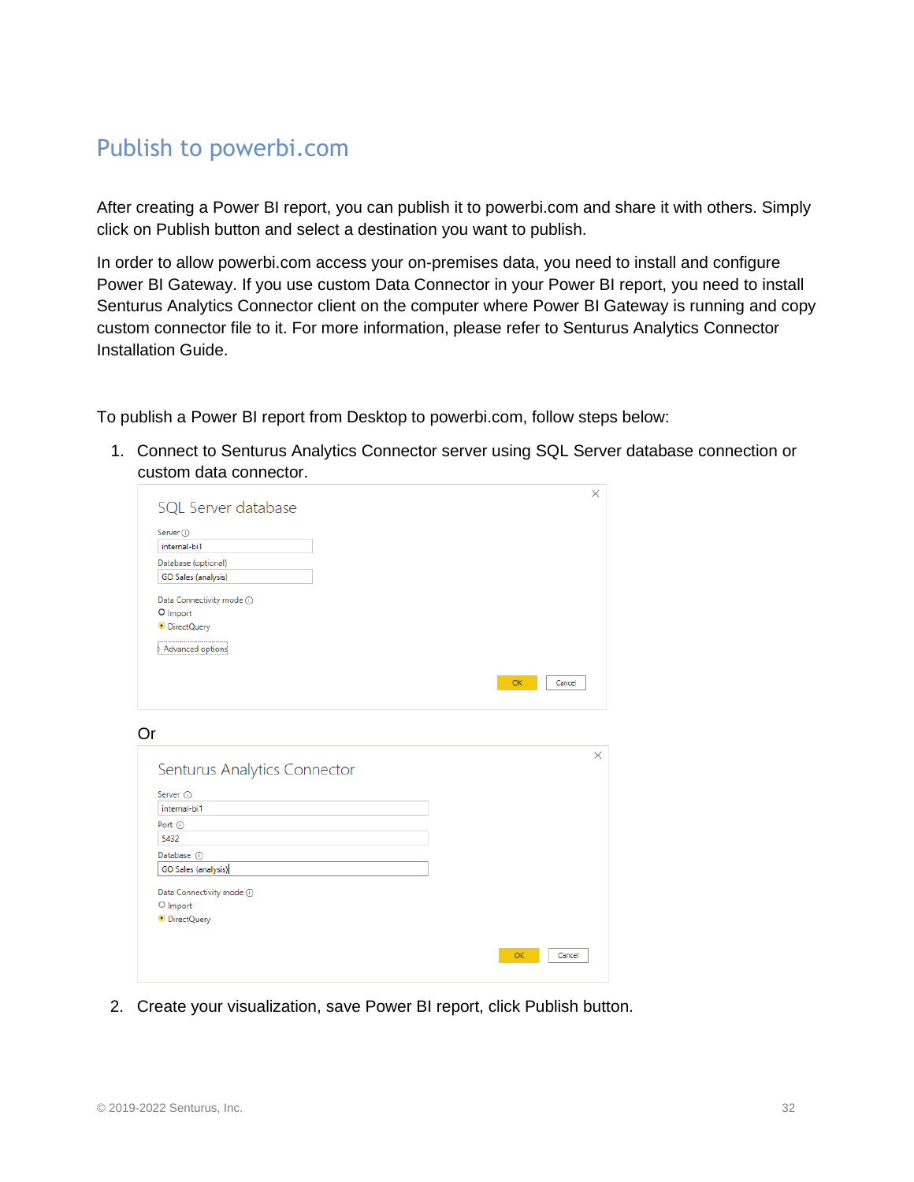# Publish to powerbi.com

After creating a Power BI report, you can publish it to powerbi.com and share it with others. Simply click on Publish button and select a destination you want to publish.

In order to allow powerbi.com access your on-premises data, you need to install and configure Power BI Gateway. If you use custom Data Connector in your Power BI report, you need to install Senturus Analytics Connector client on the computer where Power BI Gateway is running and copy custom connector file to it. For more information, please refer to Senturus Analytics Connector Installation Guide.

To publish a Power BI report from Desktop to powerbi.com, follow steps below:

1. Connect to Senturus Analytics Connector server using SQL Server database connection or custom data connector.

   Or

2. Create your visualization, save Power BI report, click Publish button.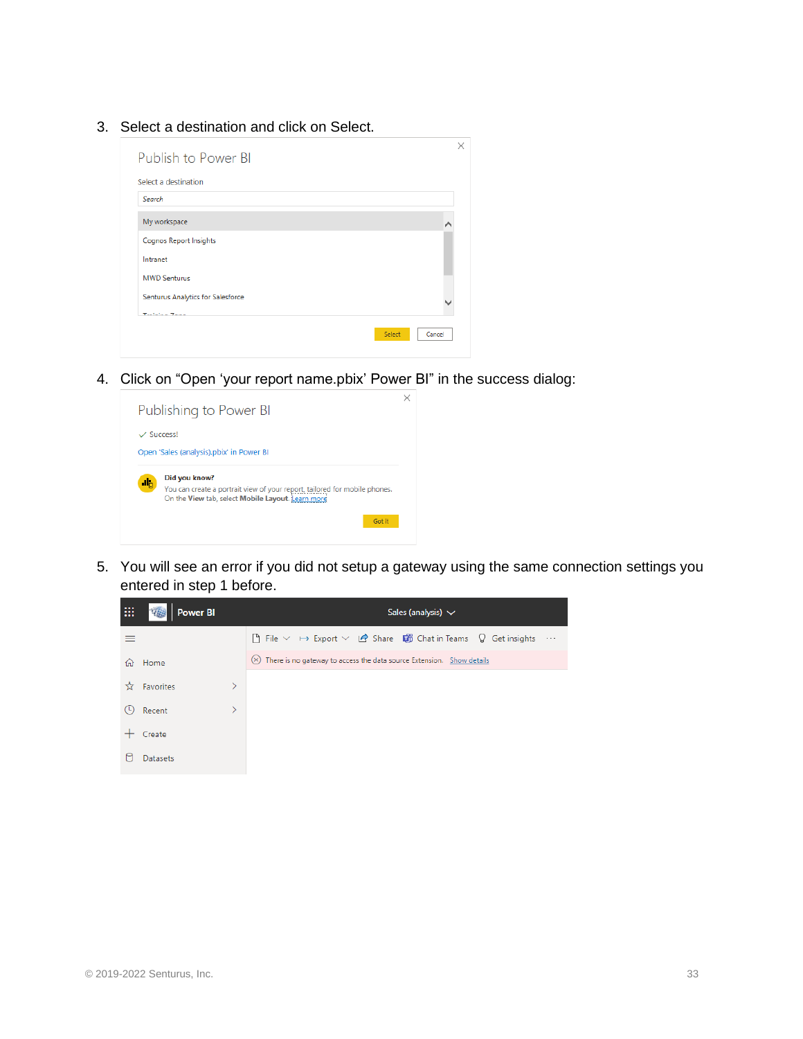3. Select a destination and click on Select.

4. Click on "Open 'your report name.pbix' Power BI" in the success dialog:

5. You will see an error if you did not setup a gateway using the same connection settings you entered in step 1 before.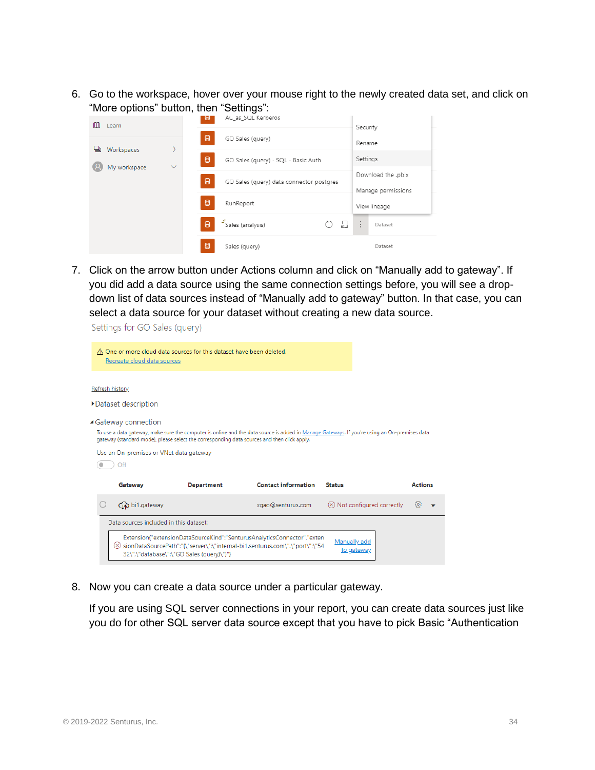6. Go to the workspace, hover over your mouse right to the newly created data set, and click on "More options" button, then "Settings":

7. Click on the arrow button under Actions column and click on "Manually add to gateway". If you did add a data source using the same connection settings before, you will see a drop-down list of data sources instead of "Manually add to gateway" button. In that case, you can select a data source for your dataset without creating a new data source.

8. Now you can create a data source under a particular gateway.

   If you are using SQL server connections in your report, you can create data sources just like you do for other SQL server data source except that you have to pick Basic "Authentication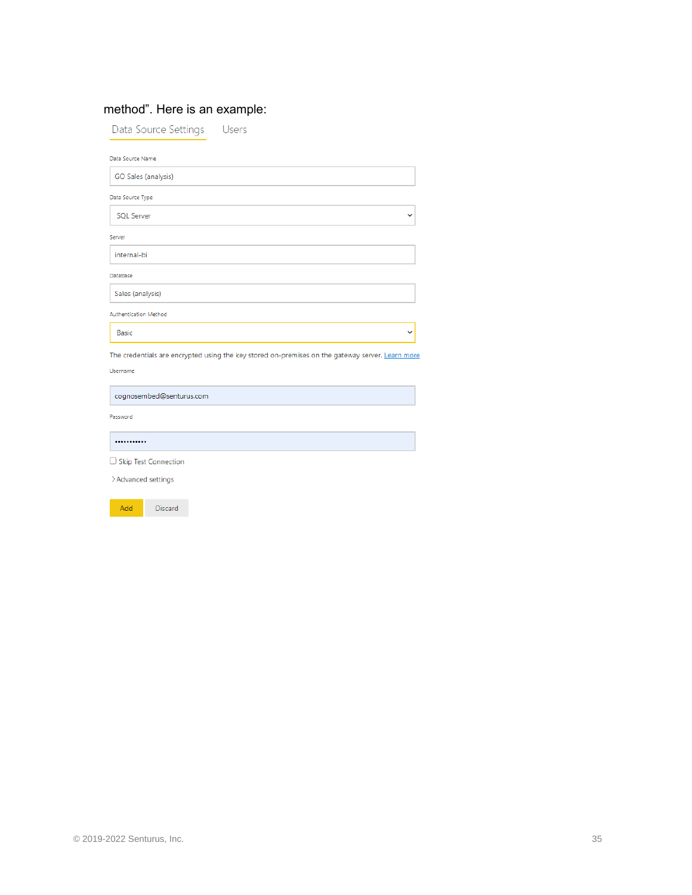method". Here is an example:

Data Source Settings    Users

Data Source Name

GO Sales (analysis)

Data Source Type

SQL Server

Server

internal-bi

Database

Sales (analysis)

Authentication Method

Basic

The credentials are encrypted using the key stored on-premises on the gateway server. Learn more

Username

cognosembed@senturus.com

Password

••••••••••••

☐ Skip Test Connection

> Advanced settings

Add    Discard

© 2019-2022 Senturus, Inc.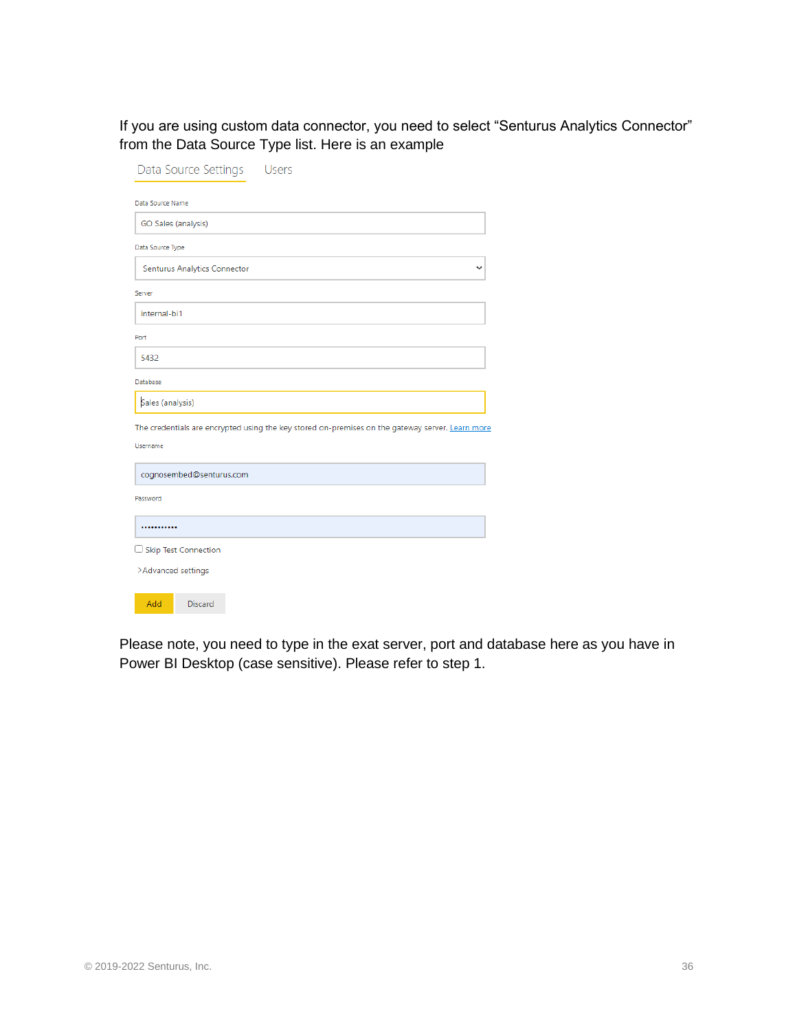If you are using custom data connector, you need to select "Senturus Analytics Connector" from the Data Source Type list. Here is an example

Data Source Settings | Users

Data Source Name

GO Sales (analysis)

Data Source Type

Senturus Analytics Connector

Server

internal-bi1

Port

5432

Database

Sales (analysis)

The credentials are encrypted using the key stored on-premises on the gateway server. Learn more

Username

cognosembed@senturus.com

Password

•••••••••••

☐ Skip Test Connection

> Advanced settings

Add | Discard

Please note, you need to type in the exat server, port and database here as you have in Power BI Desktop (case sensitive). Please refer to step 1.

© 2019-2022 Senturus, Inc.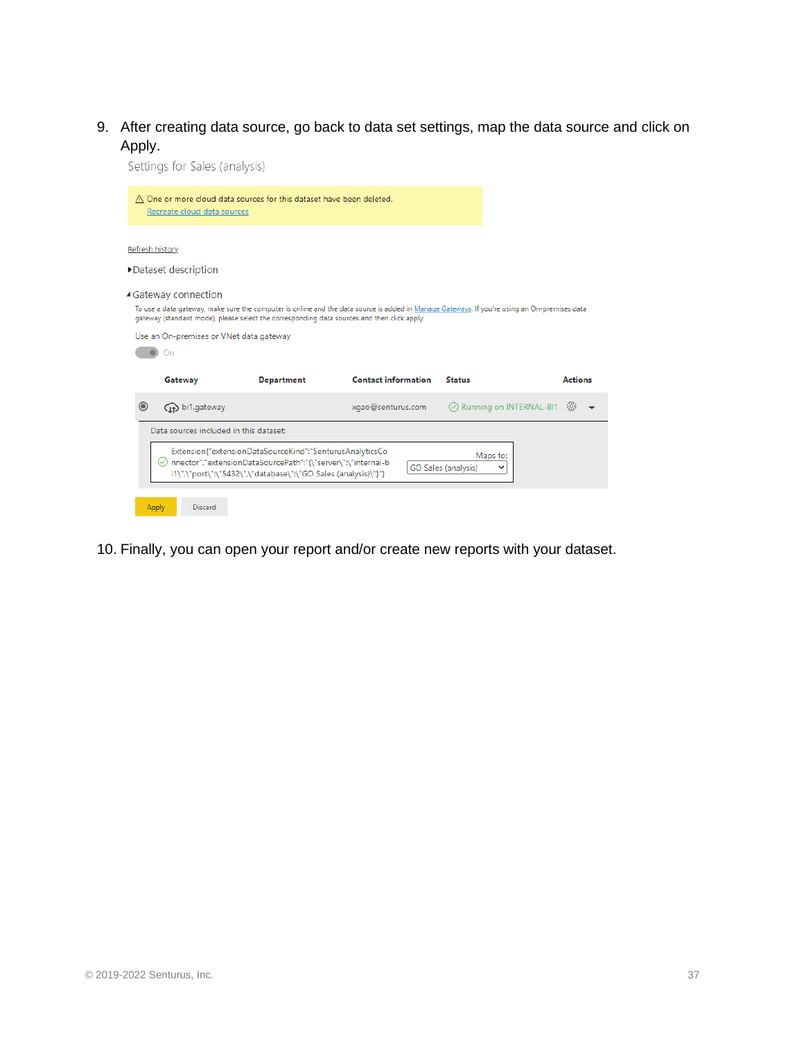9. After creating data source, go back to data set settings, map the data source and click on Apply.

Settings for Sales (analysis)

⚠ One or more cloud data sources for this dataset have been deleted.
Recreate cloud data sources

Refresh history

▸Dataset description

◂Gateway connection

To use a data gateway, make sure the computer is online and the data source is added in Manage Gateways. If you're using an On-premises data gateway (standard mode), please select the corresponding data sources and then click apply.

Use an On-premises or VNet data gateway

On

| Gateway | Department | Contact information | Status | Actions |
| --- | --- | --- | --- | --- |
| bi1.gateway | | xgao@senturus.com | Running on INTERNAL-BI1 | |

Data sources included in this dataset:

Extension{"extensionDataSourceKind":"SenturusAnalyticsConnector","extensionDataSourcePath":"{\"server\":\"internal-bi1\",\"port\":\"5432\",\"database\":\"GO Sales (analysis)\"}"}

Maps to: GO Sales (analysis)

Apply    Discard

10. Finally, you can open your report and/or create new reports with your dataset.

© 2019-2022 Senturus, Inc.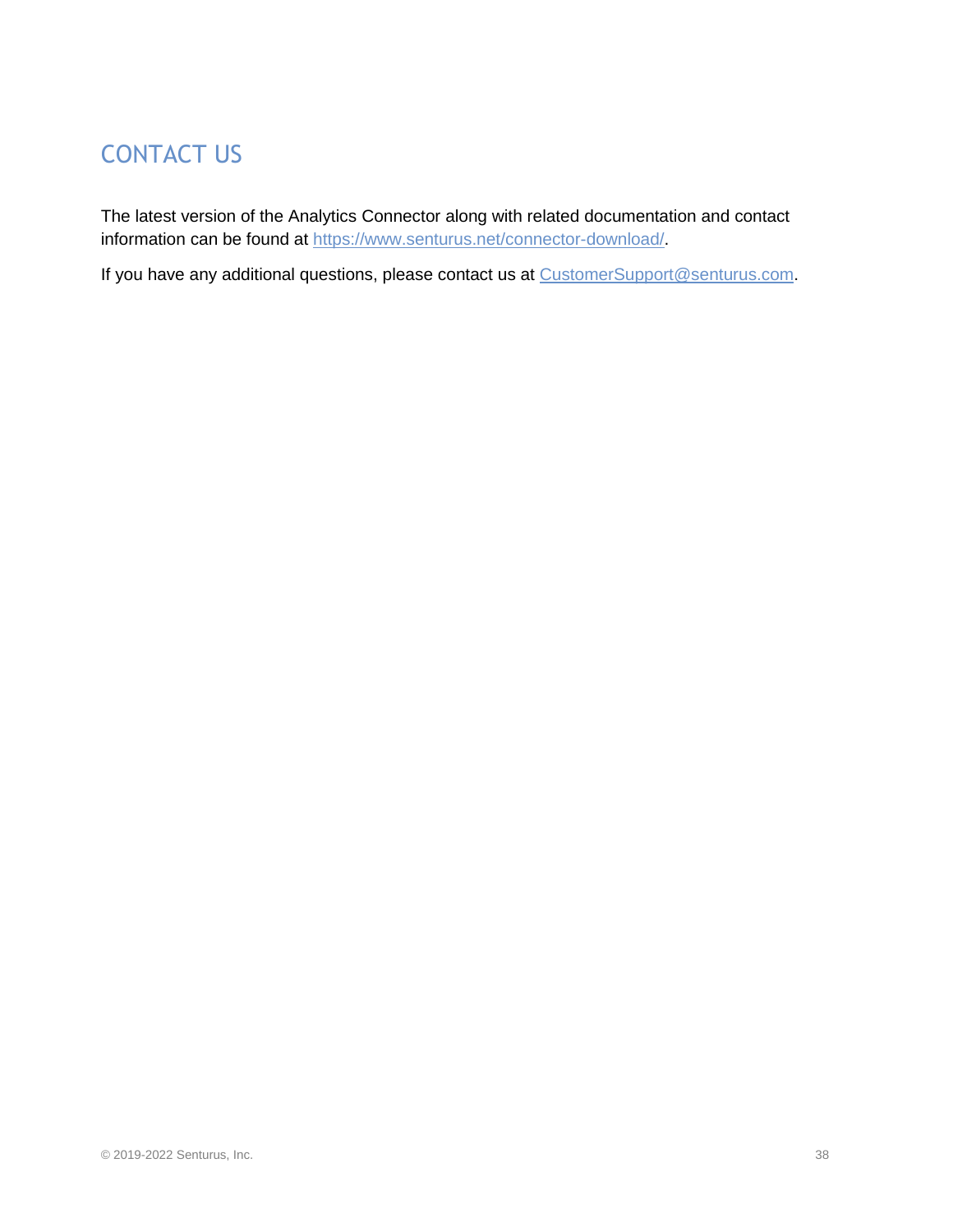# CONTACT US

The latest version of the Analytics Connector along with related documentation and contact information can be found at https://www.senturus.net/connector-download/.

If you have any additional questions, please contact us at CustomerSupport@senturus.com.